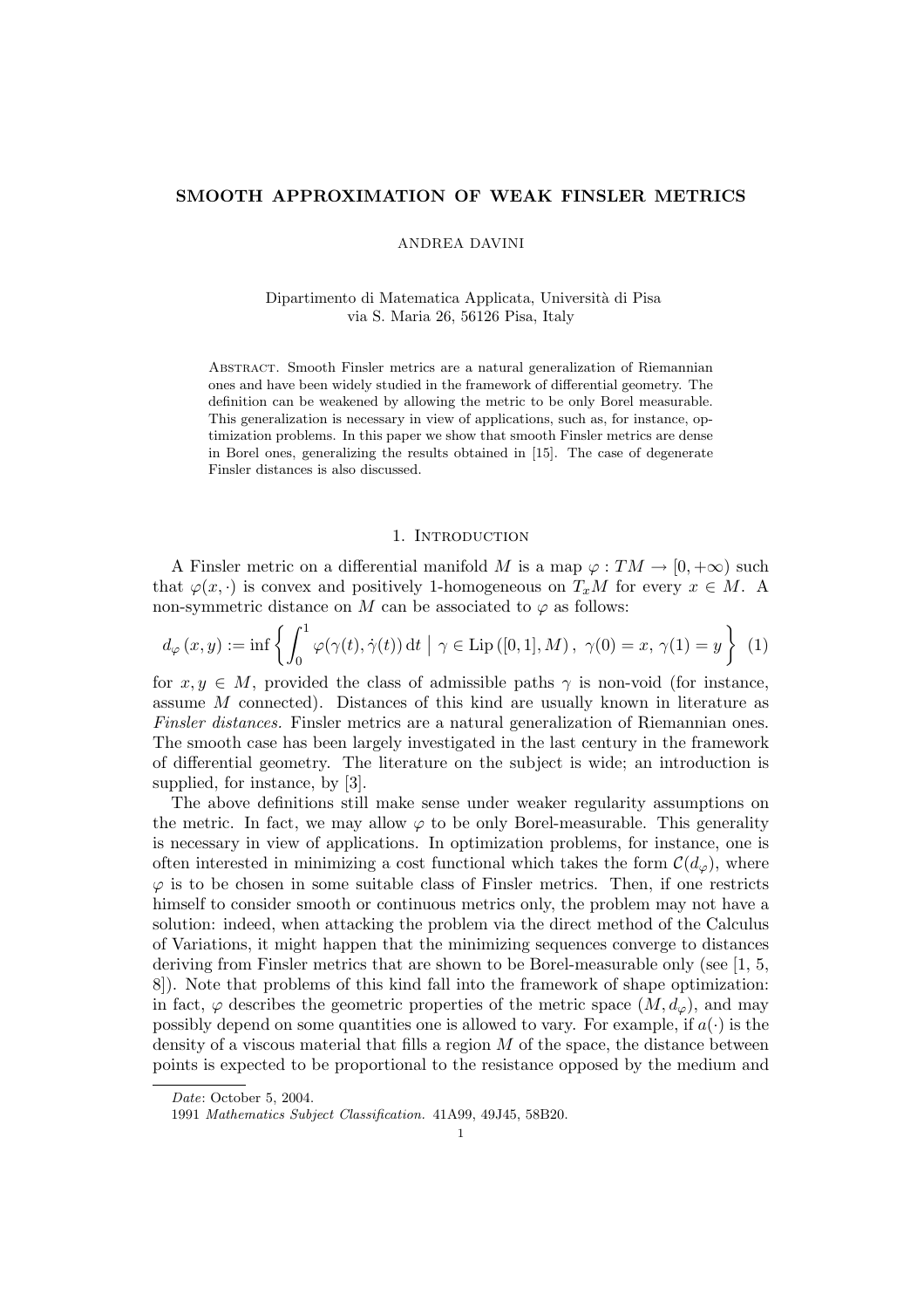# SMOOTH APPROXIMATION OF WEAK FINSLER METRICS

ANDREA DAVINI

Dipartimento di Matematica Applicata, Università di Pisa
via S. Maria 26, 56126 Pisa, Italy

Abstract. Smooth Finsler metrics are a natural generalization of Riemannian ones and have been widely studied in the framework of differential geometry. The definition can be weakened by allowing the metric to be only Borel measurable. This generalization is necessary in view of applications, such as, for instance, optimization problems. In this paper we show that smooth Finsler metrics are dense in Borel ones, generalizing the results obtained in [15]. The case of degenerate Finsler distances is also discussed.

## 1. Introduction

A Finsler metric on a differential manifold $M$ is a map $\varphi : TM \to [0, +\infty)$ such that $\varphi(x, \cdot)$ is convex and positively 1-homogeneous on $T_xM$ for every $x \in M$. A non-symmetric distance on $M$ can be associated to $\varphi$ as follows:

$$d_\varphi(x, y) := \inf \left\{ \int_0^1 \varphi(\gamma(t), \dot\gamma(t))\, \mathrm{d}t \;\Big|\; \gamma \in \mathrm{Lip}([0, 1], M),\ \gamma(0) = x,\ \gamma(1) = y \right\} \quad (1)$$

for $x, y \in M$, provided the class of admissible paths $\gamma$ is non-void (for instance, assume $M$ connected). Distances of this kind are usually known in literature as *Finsler distances*. Finsler metrics are a natural generalization of Riemannian ones. The smooth case has been largely investigated in the last century in the framework of differential geometry. The literature on the subject is wide; an introduction is supplied, for instance, by [3].

The above definitions still make sense under weaker regularity assumptions on the metric. In fact, we may allow $\varphi$ to be only Borel-measurable. This generality is necessary in view of applications. In optimization problems, for instance, one is often interested in minimizing a cost functional which takes the form $\mathcal{C}(d_\varphi)$, where $\varphi$ is to be chosen in some suitable class of Finsler metrics. Then, if one restricts himself to consider smooth or continuous metrics only, the problem may not have a solution: indeed, when attacking the problem via the direct method of the Calculus of Variations, it might happen that the minimizing sequences converge to distances deriving from Finsler metrics that are shown to be Borel-measurable only (see [1, 5, 8]). Note that problems of this kind fall into the framework of shape optimization: in fact, $\varphi$ describes the geometric properties of the metric space $(M, d_\varphi)$, and may possibly depend on some quantities one is allowed to vary. For example, if $a(\cdot)$ is the density of a viscous material that fills a region $M$ of the space, the distance between points is expected to be proportional to the resistance opposed by the medium and

*Date*: October 5, 2004.

1991 *Mathematics Subject Classification.* 41A99, 49J45, 58B20.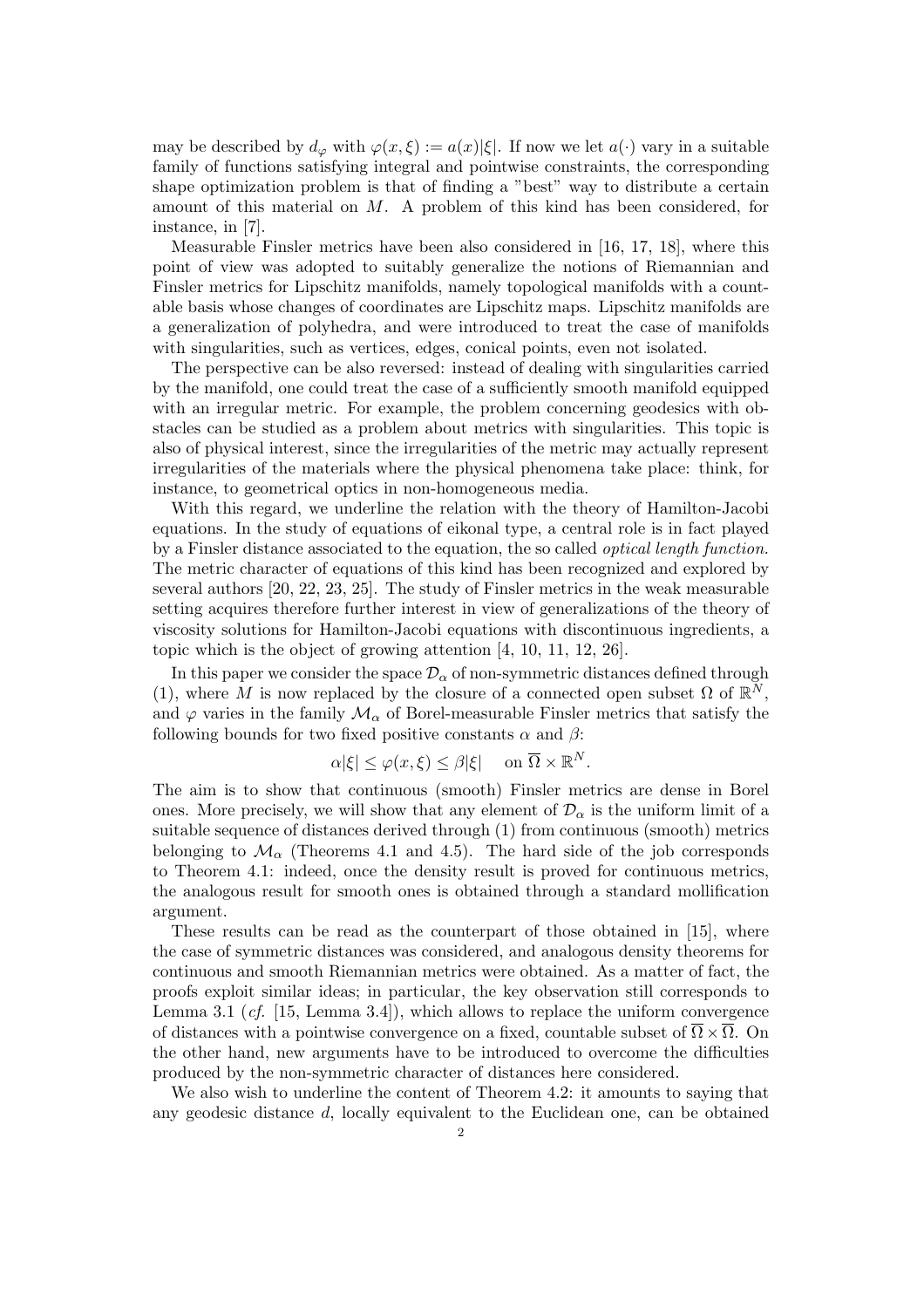may be described by $d_\varphi$ with $\varphi(x,\xi) := a(x)|\xi|$. If now we let $a(\cdot)$ vary in a suitable family of functions satisfying integral and pointwise constraints, the corresponding shape optimization problem is that of finding a "best" way to distribute a certain amount of this material on $M$. A problem of this kind has been considered, for instance, in [7].

Measurable Finsler metrics have been also considered in [16, 17, 18], where this point of view was adopted to suitably generalize the notions of Riemannian and Finsler metrics for Lipschitz manifolds, namely topological manifolds with a countable basis whose changes of coordinates are Lipschitz maps. Lipschitz manifolds are a generalization of polyhedra, and were introduced to treat the case of manifolds with singularities, such as vertices, edges, conical points, even not isolated.

The perspective can be also reversed: instead of dealing with singularities carried by the manifold, one could treat the case of a sufficiently smooth manifold equipped with an irregular metric. For example, the problem concerning geodesics with obstacles can be studied as a problem about metrics with singularities. This topic is also of physical interest, since the irregularities of the metric may actually represent irregularities of the materials where the physical phenomena take place: think, for instance, to geometrical optics in non-homogeneous media.

With this regard, we underline the relation with the theory of Hamilton-Jacobi equations. In the study of equations of eikonal type, a central role is in fact played by a Finsler distance associated to the equation, the so called *optical length function.* The metric character of equations of this kind has been recognized and explored by several authors [20, 22, 23, 25]. The study of Finsler metrics in the weak measurable setting acquires therefore further interest in view of generalizations of the theory of viscosity solutions for Hamilton-Jacobi equations with discontinuous ingredients, a topic which is the object of growing attention [4, 10, 11, 12, 26].

In this paper we consider the space $\mathcal{D}_\alpha$ of non-symmetric distances defined through (1), where $M$ is now replaced by the closure of a connected open subset $\Omega$ of $\mathbb{R}^N$, and $\varphi$ varies in the family $\mathcal{M}_\alpha$ of Borel-measurable Finsler metrics that satisfy the following bounds for two fixed positive constants $\alpha$ and $\beta$:

$$\alpha|\xi| \le \varphi(x,\xi) \le \beta|\xi| \quad \text{on } \overline{\Omega}\times\mathbb{R}^N.$$

The aim is to show that continuous (smooth) Finsler metrics are dense in Borel ones. More precisely, we will show that any element of $\mathcal{D}_\alpha$ is the uniform limit of a suitable sequence of distances derived through (1) from continuous (smooth) metrics belonging to $\mathcal{M}_\alpha$ (Theorems 4.1 and 4.5). The hard side of the job corresponds to Theorem 4.1: indeed, once the density result is proved for continuous metrics, the analogous result for smooth ones is obtained through a standard mollification argument.

These results can be read as the counterpart of those obtained in [15], where the case of symmetric distances was considered, and analogous density theorems for continuous and smooth Riemannian metrics were obtained. As a matter of fact, the proofs exploit similar ideas; in particular, the key observation still corresponds to Lemma 3.1 (*cf.* [15, Lemma 3.4]), which allows to replace the uniform convergence of distances with a pointwise convergence on a fixed, countable subset of $\overline{\Omega}\times\overline{\Omega}$. On the other hand, new arguments have to be introduced to overcome the difficulties produced by the non-symmetric character of distances here considered.

We also wish to underline the content of Theorem 4.2: it amounts to saying that any geodesic distance $d$, locally equivalent to the Euclidean one, can be obtained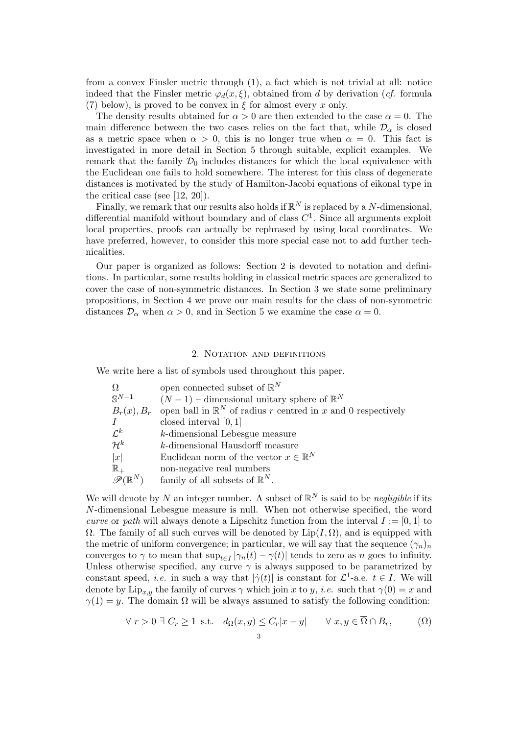from a convex Finsler metric through (1), a fact which is not trivial at all: notice indeed that the Finsler metric $\varphi_d(x,\xi)$, obtained from $d$ by derivation (*cf.* formula (7) below), is proved to be convex in $\xi$ for almost every $x$ only.

The density results obtained for $\alpha > 0$ are then extended to the case $\alpha = 0$. The main difference between the two cases relies on the fact that, while $\mathcal{D}_\alpha$ is closed as a metric space when $\alpha > 0$, this is no longer true when $\alpha = 0$. This fact is investigated in more detail in Section 5 through suitable, explicit examples. We remark that the family $\mathcal{D}_0$ includes distances for which the local equivalence with the Euclidean one fails to hold somewhere. The interest for this class of degenerate distances is motivated by the study of Hamilton-Jacobi equations of eikonal type in the critical case (see [12, 20]).

Finally, we remark that our results also holds if $\mathbb{R}^N$ is replaced by a $N$-dimensional, differential manifold without boundary and of class $C^1$. Since all arguments exploit local properties, proofs can actually be rephrased by using local coordinates. We have preferred, however, to consider this more special case not to add further technicalities.

Our paper is organized as follows: Section 2 is devoted to notation and definitions. In particular, some results holding in classical metric spaces are generalized to cover the case of non-symmetric distances. In Section 3 we state some preliminary propositions, in Section 4 we prove our main results for the class of non-symmetric distances $\mathcal{D}_\alpha$ when $\alpha > 0$, and in Section 5 we examine the case $\alpha = 0$.

## 2. Notation and definitions

We write here a list of symbols used throughout this paper.

| | |
|---|---|
| $\Omega$ | open connected subset of $\mathbb{R}^N$ |
| $\mathbb{S}^{N-1}$ | $(N-1)$ – dimensional unitary sphere of $\mathbb{R}^N$ |
| $B_r(x), B_r$ | open ball in $\mathbb{R}^N$ of radius $r$ centred in $x$ and 0 respectively |
| $I$ | closed interval $[0,1]$ |
| $\mathcal{L}^k$ | $k$-dimensional Lebesgue measure |
| $\mathcal{H}^k$ | $k$-dimensional Hausdorff measure |
| $\lvert x\rvert$ | Euclidean norm of the vector $x \in \mathbb{R}^N$ |
| $\mathbb{R}_+$ | non-negative real numbers |
| $\mathscr{P}(\mathbb{R}^N)$ | family of all subsets of $\mathbb{R}^N$. |

We will denote by $N$ an integer number. A subset of $\mathbb{R}^N$ is said to be *negligible* if its $N$-dimensional Lebesgue measure is null. When not otherwise specified, the word *curve* or *path* will always denote a Lipschitz function from the interval $I := [0,1]$ to $\overline{\Omega}$. The family of all such curves will be denoted by $\mathrm{Lip}(I, \overline{\Omega})$, and is equipped with the metric of uniform convergence; in particular, we will say that the sequence $(\gamma_n)_n$ converges to $\gamma$ to mean that $\sup_{t\in I} |\gamma_n(t) - \gamma(t)|$ tends to zero as $n$ goes to infinity. Unless otherwise specified, any curve $\gamma$ is always supposed to be parametrized by constant speed, *i.e.* in such a way that $|\dot{\gamma}(t)|$ is constant for $\mathcal{L}^1$-a.e. $t \in I$. We will denote by $\mathrm{Lip}_{x,y}$ the family of curves $\gamma$ which join $x$ to $y$, *i.e.* such that $\gamma(0) = x$ and $\gamma(1) = y$. The domain $\Omega$ will be always assumed to satisfy the following condition:

$$\forall\ r > 0\ \exists\ C_r \geq 1 \text{ s.t. } \quad d_\Omega(x,y) \leq C_r|x-y| \qquad \forall\ x, y \in \overline{\Omega} \cap B_r, \tag{$\Omega$}$$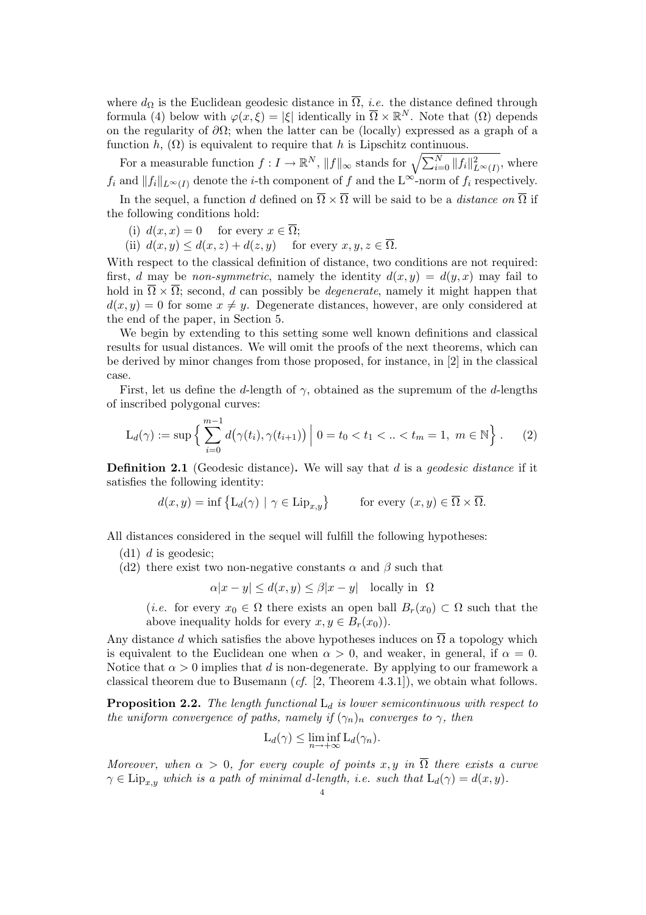where $d_\Omega$ is the Euclidean geodesic distance in $\overline{\Omega}$, *i.e.* the distance defined through formula (4) below with $\varphi(x,\xi) = |\xi|$ identically in $\overline{\Omega} \times \mathbb{R}^N$. Note that ($\Omega$) depends on the regularity of $\partial\Omega$; when the latter can be (locally) expressed as a graph of a function $h$, ($\Omega$) is equivalent to require that $h$ is Lipschitz continuous.

For a measurable function $f : I \to \mathbb{R}^N$, $\|f\|_\infty$ stands for $\sqrt{\sum_{i=0}^N \|f_i\|^2_{L^\infty(I)}}$, where $f_i$ and $\|f_i\|_{L^\infty(I)}$ denote the $i$-th component of $f$ and the $\mathrm{L}^\infty$-norm of $f_i$ respectively.

In the sequel, a function $d$ defined on $\overline{\Omega} \times \overline{\Omega}$ will be said to be a *distance on* $\overline{\Omega}$ if the following conditions hold:

(i) $d(x,x) = 0$ for every $x \in \overline{\Omega}$;
(ii) $d(x,y) \leq d(x,z) + d(z,y)$ for every $x, y, z \in \overline{\Omega}$.

With respect to the classical definition of distance, two conditions are not required: first, $d$ may be *non-symmetric*, namely the identity $d(x,y) = d(y,x)$ may fail to hold in $\overline{\Omega} \times \overline{\Omega}$; second, $d$ can possibly be *degenerate*, namely it might happen that $d(x,y) = 0$ for some $x \neq y$. Degenerate distances, however, are only considered at the end of the paper, in Section 5.

We begin by extending to this setting some well known definitions and classical results for usual distances. We will omit the proofs of the next theorems, which can be derived by minor changes from those proposed, for instance, in [2] in the classical case.

First, let us define the $d$-length of $\gamma$, obtained as the supremum of the $d$-lengths of inscribed polygonal curves:

$$\mathrm{L}_d(\gamma) := \sup \Big\{ \sum_{i=0}^{m-1} d\big(\gamma(t_i), \gamma(t_{i+1})\big) \;\Big|\; 0 = t_0 < t_1 < .. < t_m = 1,\ m \in \mathbb{N} \Big\}. \tag{2}$$

**Definition 2.1** (Geodesic distance)**.** We will say that $d$ is a *geodesic distance* if it satisfies the following identity:

$$d(x,y) = \inf \left\{ \mathrm{L}_d(\gamma) \mid \gamma \in \mathrm{Lip}_{x,y} \right\} \qquad \text{for every } (x,y) \in \overline{\Omega} \times \overline{\Omega}.$$

All distances considered in the sequel will fulfill the following hypotheses:

(d1) $d$ is geodesic;
(d2) there exist two non-negative constants $\alpha$ and $\beta$ such that

$$\alpha|x-y| \leq d(x,y) \leq \beta|x-y| \quad \text{locally in } \Omega$$

(*i.e.* for every $x_0 \in \Omega$ there exists an open ball $B_r(x_0) \subset \Omega$ such that the above inequality holds for every $x, y \in B_r(x_0)$).

Any distance $d$ which satisfies the above hypotheses induces on $\overline{\Omega}$ a topology which is equivalent to the Euclidean one when $\alpha > 0$, and weaker, in general, if $\alpha = 0$. Notice that $\alpha > 0$ implies that $d$ is non-degenerate. By applying to our framework a classical theorem due to Busemann (*cf.* [2, Theorem 4.3.1]), we obtain what follows.

**Proposition 2.2.** *The length functional* $\mathrm{L}_d$ *is lower semicontinuous with respect to the uniform convergence of paths, namely if* $(\gamma_n)_n$ *converges to* $\gamma$*, then*

$$\mathrm{L}_d(\gamma) \leq \liminf_{n\to+\infty} \mathrm{L}_d(\gamma_n).$$

*Moreover, when* $\alpha > 0$*, for every couple of points* $x, y$ *in* $\overline{\Omega}$ *there exists a curve* $\gamma \in \mathrm{Lip}_{x,y}$ *which is a path of minimal* $d$*-length, i.e. such that* $\mathrm{L}_d(\gamma) = d(x,y)$*.*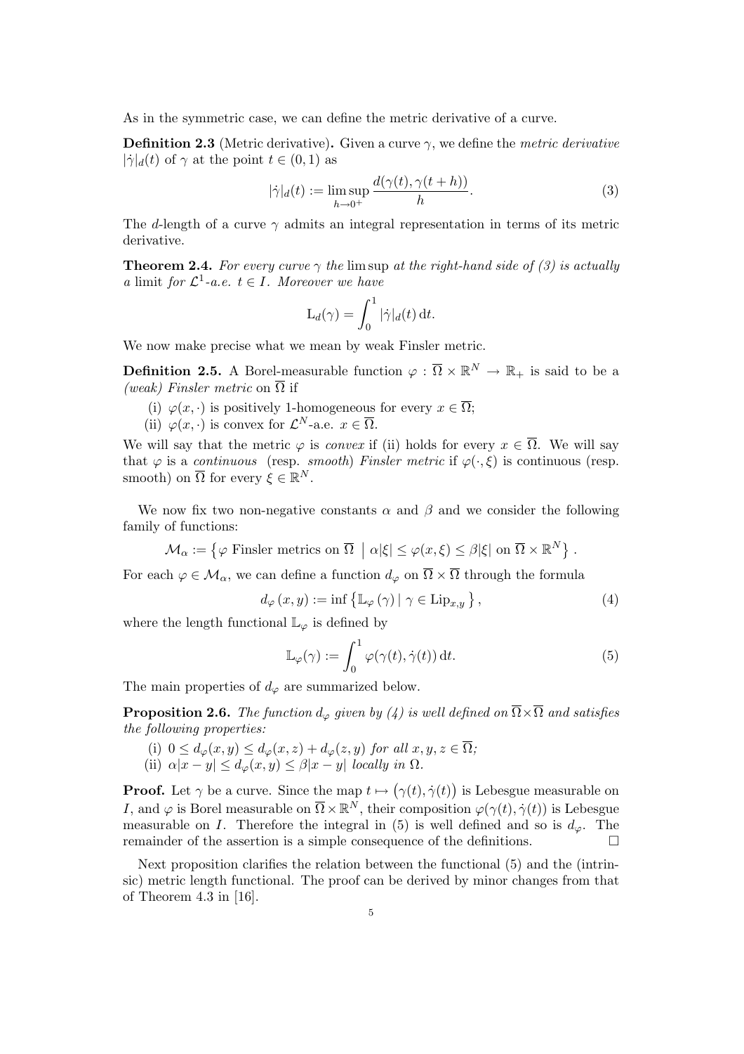As in the symmetric case, we can define the metric derivative of a curve.

**Definition 2.3** (Metric derivative)**.** Given a curve $\gamma$, we define the *metric derivative* $|\dot{\gamma}|_d(t)$ of $\gamma$ at the point $t \in (0,1)$ as

$$|\dot{\gamma}|_d(t) := \limsup_{h \to 0^+} \frac{d(\gamma(t), \gamma(t+h))}{h}. \tag{3}$$

The $d$-length of a curve $\gamma$ admits an integral representation in terms of its metric derivative.

**Theorem 2.4.** *For every curve $\gamma$ the* lim sup *at the right-hand side of (3) is actually a* limit *for $\mathcal{L}^1$-a.e. $t \in I$. Moreover we have*

$$\mathrm{L}_d(\gamma) = \int_0^1 |\dot{\gamma}|_d(t)\, \mathrm{d}t.$$

We now make precise what we mean by weak Finsler metric.

**Definition 2.5.** A Borel-measurable function $\varphi : \overline{\Omega} \times \mathbb{R}^N \to \mathbb{R}_+$ is said to be a *(weak) Finsler metric* on $\overline{\Omega}$ if

(i) $\varphi(x, \cdot)$ is positively 1-homogeneous for every $x \in \overline{\Omega}$;
(ii) $\varphi(x, \cdot)$ is convex for $\mathcal{L}^N$-a.e. $x \in \overline{\Omega}$.

We will say that the metric $\varphi$ is *convex* if (ii) holds for every $x \in \overline{\Omega}$. We will say that $\varphi$ is a *continuous* (resp. *smooth*) *Finsler metric* if $\varphi(\cdot, \xi)$ is continuous (resp. smooth) on $\overline{\Omega}$ for every $\xi \in \mathbb{R}^N$.

We now fix two non-negative constants $\alpha$ and $\beta$ and we consider the following family of functions:

$$\mathcal{M}_\alpha := \left\{ \varphi \text{ Finsler metrics on } \overline{\Omega} \;\middle|\; \alpha|\xi| \le \varphi(x,\xi) \le \beta|\xi| \text{ on } \overline{\Omega} \times \mathbb{R}^N \right\}.$$

For each $\varphi \in \mathcal{M}_\alpha$, we can define a function $d_\varphi$ on $\overline{\Omega} \times \overline{\Omega}$ through the formula

$$d_\varphi(x,y) := \inf \left\{ \mathbb{L}_\varphi(\gamma) \mid \gamma \in \mathrm{Lip}_{x,y} \right\}, \tag{4}$$

where the length functional $\mathbb{L}_\varphi$ is defined by

$$\mathbb{L}_\varphi(\gamma) := \int_0^1 \varphi(\gamma(t), \dot{\gamma}(t))\, \mathrm{d}t. \tag{5}$$

The main properties of $d_\varphi$ are summarized below.

**Proposition 2.6.** *The function $d_\varphi$ given by (4) is well defined on $\overline{\Omega} \times \overline{\Omega}$ and satisfies the following properties:*

(i) $0 \le d_\varphi(x,y) \le d_\varphi(x,z) + d_\varphi(z,y)$ *for all* $x, y, z \in \overline{\Omega}$;
(ii) $\alpha|x-y| \le d_\varphi(x,y) \le \beta|x-y|$ *locally in* $\Omega$.

**Proof.** Let $\gamma$ be a curve. Since the map $t \mapsto \big(\gamma(t), \dot{\gamma}(t)\big)$ is Lebesgue measurable on $I$, and $\varphi$ is Borel measurable on $\overline{\Omega} \times \mathbb{R}^N$, their composition $\varphi(\gamma(t), \dot{\gamma}(t))$ is Lebesgue measurable on $I$. Therefore the integral in (5) is well defined and so is $d_\varphi$. The remainder of the assertion is a simple consequence of the definitions. $\square$

Next proposition clarifies the relation between the functional (5) and the (intrinsic) metric length functional. The proof can be derived by minor changes from that of Theorem 4.3 in [16].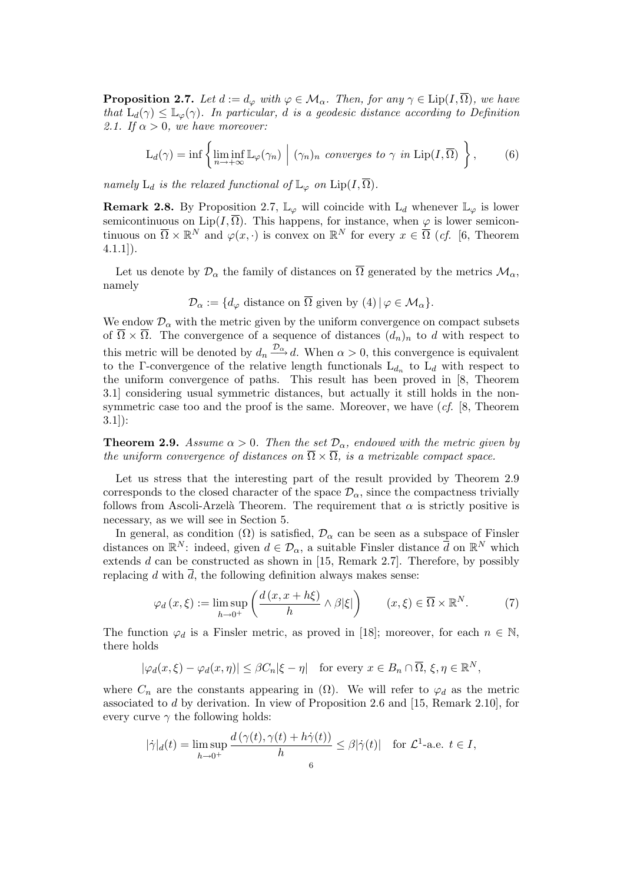**Proposition 2.7.** *Let $d := d_\varphi$ with $\varphi \in \mathcal{M}_\alpha$. Then, for any $\gamma \in \mathrm{Lip}(I, \overline{\Omega})$, we have that $\mathrm{L}_d(\gamma) \le \mathbb{L}_\varphi(\gamma)$. In particular, $d$ is a geodesic distance according to Definition 2.1. If $\alpha > 0$, we have moreover:*

$$\mathrm{L}_d(\gamma) = \inf \left\{ \liminf_{n \to +\infty} \mathbb{L}_\varphi(\gamma_n) \;\middle|\; (\gamma_n)_n \text{ converges to } \gamma \text{ in } \mathrm{Lip}(I, \overline{\Omega}) \right\}, \tag{6}$$

*namely $\mathrm{L}_d$ is the relaxed functional of $\mathbb{L}_\varphi$ on $\mathrm{Lip}(I, \overline{\Omega})$.*

**Remark 2.8.** By Proposition 2.7, $\mathbb{L}_\varphi$ will coincide with $\mathrm{L}_d$ whenever $\mathbb{L}_\varphi$ is lower semicontinuous on $\mathrm{Lip}(I, \overline{\Omega})$. This happens, for instance, when $\varphi$ is lower semicontinuous on $\overline{\Omega} \times \mathbb{R}^N$ and $\varphi(x, \cdot)$ is convex on $\mathbb{R}^N$ for every $x \in \overline{\Omega}$ (*cf.* [6, Theorem 4.1.1]).

Let us denote by $\mathcal{D}_\alpha$ the family of distances on $\overline{\Omega}$ generated by the metrics $\mathcal{M}_\alpha$, namely

$$\mathcal{D}_\alpha := \{ d_\varphi \text{ distance on } \overline{\Omega} \text{ given by (4)} \,|\, \varphi \in \mathcal{M}_\alpha \}.$$

We endow $\mathcal{D}_\alpha$ with the metric given by the uniform convergence on compact subsets of $\overline{\Omega} \times \overline{\Omega}$. The convergence of a sequence of distances $(d_n)_n$ to $d$ with respect to this metric will be denoted by $d_n \xrightarrow{\mathcal{D}_\alpha} d$. When $\alpha > 0$, this convergence is equivalent to the $\Gamma$-convergence of the relative length functionals $\mathrm{L}_{d_n}$ to $\mathrm{L}_d$ with respect to the uniform convergence of paths. This result has been proved in [8, Theorem 3.1] considering usual symmetric distances, but actually it still holds in the non-symmetric case too and the proof is the same. Moreover, we have (*cf.* [8, Theorem 3.1]):

**Theorem 2.9.** *Assume $\alpha > 0$. Then the set $\mathcal{D}_\alpha$, endowed with the metric given by the uniform convergence of distances on $\overline{\Omega} \times \overline{\Omega}$, is a metrizable compact space.*

Let us stress that the interesting part of the result provided by Theorem 2.9 corresponds to the closed character of the space $\mathcal{D}_\alpha$, since the compactness trivially follows from Ascoli-Arzelà Theorem. The requirement that $\alpha$ is strictly positive is necessary, as we will see in Section 5.

In general, as condition ($\Omega$) is satisfied, $\mathcal{D}_\alpha$ can be seen as a subspace of Finsler distances on $\mathbb{R}^N$: indeed, given $d \in \mathcal{D}_\alpha$, a suitable Finsler distance $\overline{d}$ on $\mathbb{R}^N$ which extends $d$ can be constructed as shown in [15, Remark 2.7]. Therefore, by possibly replacing $d$ with $\overline{d}$, the following definition always makes sense:

$$\varphi_d\left(x, \xi\right) := \limsup_{h \to 0^+} \left( \frac{d\left(x, x + h\xi\right)}{h} \wedge \beta|\xi| \right) \qquad (x, \xi) \in \overline{\Omega} \times \mathbb{R}^N. \tag{7}$$

The function $\varphi_d$ is a Finsler metric, as proved in [18]; moreover, for each $n \in \mathbb{N}$, there holds

$$|\varphi_d(x, \xi) - \varphi_d(x, \eta)| \le \beta C_n |\xi - \eta| \quad \text{for every } x \in B_n \cap \overline{\Omega},\ \xi, \eta \in \mathbb{R}^N,$$

where $C_n$ are the constants appearing in ($\Omega$). We will refer to $\varphi_d$ as the metric associated to $d$ by derivation. In view of Proposition 2.6 and [15, Remark 2.10], for every curve $\gamma$ the following holds:

$$|\dot\gamma|_d(t) = \limsup_{h \to 0^+} \frac{d\left(\gamma(t), \gamma(t) + h\dot\gamma(t)\right)}{h} \le \beta|\dot\gamma(t)| \quad \text{for } \mathcal{L}^1\text{-a.e. } t \in I,$$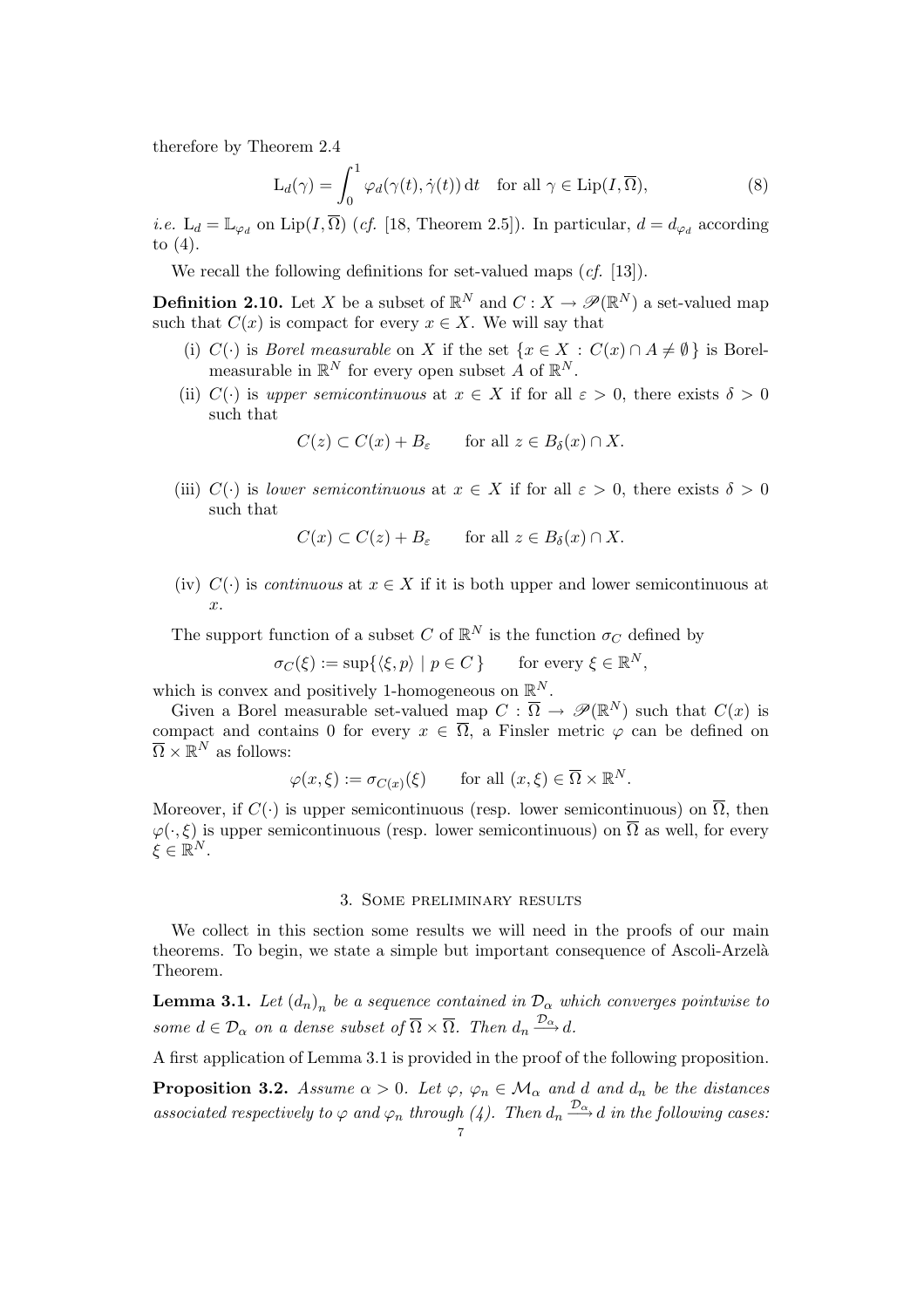therefore by Theorem 2.4

$$\mathrm{L}_d(\gamma) = \int_0^1 \varphi_d(\gamma(t), \dot{\gamma}(t))\, \mathrm{d}t \quad \text{for all } \gamma \in \mathrm{Lip}(I, \overline{\Omega}), \tag{8}$$

*i.e.* $\mathrm{L}_d = \mathbb{L}_{\varphi_d}$ on $\mathrm{Lip}(I, \overline{\Omega})$ (*cf.* [18, Theorem 2.5]). In particular, $d = d_{\varphi_d}$ according to (4).

We recall the following definitions for set-valued maps (*cf.* [13]).

**Definition 2.10.** Let $X$ be a subset of $\mathbb{R}^N$ and $C : X \to \mathscr{P}(\mathbb{R}^N)$ a set-valued map such that $C(x)$ is compact for every $x \in X$. We will say that

(i) $C(\cdot)$ is *Borel measurable* on $X$ if the set $\{x \in X : C(x) \cap A \neq \emptyset\}$ is Borel-measurable in $\mathbb{R}^N$ for every open subset $A$ of $\mathbb{R}^N$.

(ii) $C(\cdot)$ is *upper semicontinuous* at $x \in X$ if for all $\varepsilon > 0$, there exists $\delta > 0$ such that

$$C(z) \subset C(x) + B_\varepsilon \qquad \text{for all } z \in B_\delta(x) \cap X.$$

(iii) $C(\cdot)$ is *lower semicontinuous* at $x \in X$ if for all $\varepsilon > 0$, there exists $\delta > 0$ such that

$$C(x) \subset C(z) + B_\varepsilon \qquad \text{for all } z \in B_\delta(x) \cap X.$$

(iv) $C(\cdot)$ is *continuous* at $x \in X$ if it is both upper and lower semicontinuous at $x$.

The support function of a subset $C$ of $\mathbb{R}^N$ is the function $\sigma_C$ defined by

$$\sigma_C(\xi) := \sup\{\langle \xi, p \rangle \mid p \in C\} \qquad \text{for every } \xi \in \mathbb{R}^N,$$

which is convex and positively 1-homogeneous on $\mathbb{R}^N$.

Given a Borel measurable set-valued map $C : \overline{\Omega} \to \mathscr{P}(\mathbb{R}^N)$ such that $C(x)$ is compact and contains 0 for every $x \in \overline{\Omega}$, a Finsler metric $\varphi$ can be defined on $\overline{\Omega} \times \mathbb{R}^N$ as follows:

$$\varphi(x, \xi) := \sigma_{C(x)}(\xi) \qquad \text{for all } (x, \xi) \in \overline{\Omega} \times \mathbb{R}^N.$$

Moreover, if $C(\cdot)$ is upper semicontinuous (resp. lower semicontinuous) on $\overline{\Omega}$, then $\varphi(\cdot, \xi)$ is upper semicontinuous (resp. lower semicontinuous) on $\overline{\Omega}$ as well, for every $\xi \in \mathbb{R}^N$.

## 3. Some preliminary results

We collect in this section some results we will need in the proofs of our main theorems. To begin, we state a simple but important consequence of Ascoli-Arzelà Theorem.

**Lemma 3.1.** *Let $(d_n)_n$ be a sequence contained in $\mathcal{D}_\alpha$ which converges pointwise to some $d \in \mathcal{D}_\alpha$ on a dense subset of $\overline{\Omega} \times \overline{\Omega}$. Then $d_n \xrightarrow{\mathcal{D}_\alpha} d$.*

A first application of Lemma 3.1 is provided in the proof of the following proposition.

**Proposition 3.2.** *Assume $\alpha > 0$. Let $\varphi$, $\varphi_n \in \mathcal{M}_\alpha$ and $d$ and $d_n$ be the distances associated respectively to $\varphi$ and $\varphi_n$ through (4). Then $d_n \xrightarrow{\mathcal{D}_\alpha} d$ in the following cases:*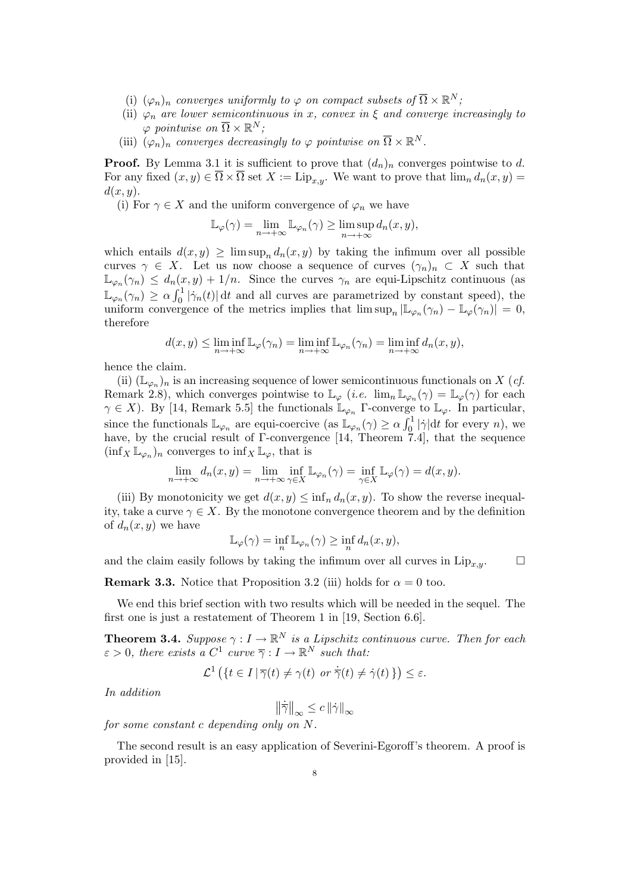(i) $(\varphi_n)_n$ *converges uniformly to* $\varphi$ *on compact subsets of* $\overline{\Omega} \times \mathbb{R}^N$*;*

(ii) $\varphi_n$ *are lower semicontinuous in* $x$*, convex in* $\xi$ *and converge increasingly to* $\varphi$ *pointwise on* $\overline{\Omega} \times \mathbb{R}^N$*;*

(iii) $(\varphi_n)_n$ *converges decreasingly to* $\varphi$ *pointwise on* $\overline{\Omega} \times \mathbb{R}^N$*.*

**Proof.** By Lemma 3.1 it is sufficient to prove that $(d_n)_n$ converges pointwise to $d$. For any fixed $(x, y) \in \overline{\Omega} \times \overline{\Omega}$ set $X := \mathrm{Lip}_{x,y}$. We want to prove that $\lim_n d_n(x, y) = d(x, y)$.

(i) For $\gamma \in X$ and the uniform convergence of $\varphi_n$ we have

$$\mathbb{L}_\varphi(\gamma) = \lim_{n \to +\infty} \mathbb{L}_{\varphi_n}(\gamma) \geq \limsup_{n \to +\infty} d_n(x, y),$$

which entails $d(x, y) \geq \limsup_n d_n(x, y)$ by taking the infimum over all possible curves $\gamma \in X$. Let us now choose a sequence of curves $(\gamma_n)_n \subset X$ such that $\mathbb{L}_{\varphi_n}(\gamma_n) \leq d_n(x, y) + 1/n$. Since the curves $\gamma_n$ are equi-Lipschitz continuous (as $\mathbb{L}_{\varphi_n}(\gamma_n) \geq \alpha \int_0^1 |\dot{\gamma}_n(t)| \, \mathrm{d}t$ and all curves are parametrized by constant speed), the uniform convergence of the metrics implies that $\limsup_n |\mathbb{L}_{\varphi_n}(\gamma_n) - \mathbb{L}_\varphi(\gamma_n)| = 0$, therefore

$$d(x, y) \leq \liminf_{n \to +\infty} \mathbb{L}_\varphi(\gamma_n) = \liminf_{n \to +\infty} \mathbb{L}_{\varphi_n}(\gamma_n) = \liminf_{n \to +\infty} d_n(x, y),$$

hence the claim.

(ii) $(\mathbb{L}_{\varphi_n})_n$ is an increasing sequence of lower semicontinuous functionals on $X$ (*cf.* Remark 2.8), which converges pointwise to $\mathbb{L}_\varphi$ (*i.e.* $\lim_n \mathbb{L}_{\varphi_n}(\gamma) = \mathbb{L}_\varphi(\gamma)$ for each $\gamma \in X$). By [14, Remark 5.5] the functionals $\mathbb{L}_{\varphi_n}$ $\Gamma$-converge to $\mathbb{L}_\varphi$. In particular, since the functionals $\mathbb{L}_{\varphi_n}$ are equi-coercive (as $\mathbb{L}_{\varphi_n}(\gamma) \geq \alpha \int_0^1 |\dot{\gamma}| \mathrm{d}t$ for every $n$), we have, by the crucial result of $\Gamma$-convergence [14, Theorem 7.4], that the sequence $(\inf_X \mathbb{L}_{\varphi_n})_n$ converges to $\inf_X \mathbb{L}_\varphi$, that is

$$\lim_{n \to +\infty} d_n(x, y) = \lim_{n \to +\infty} \inf_{\gamma \in X} \mathbb{L}_{\varphi_n}(\gamma) = \inf_{\gamma \in X} \mathbb{L}_\varphi(\gamma) = d(x, y).$$

(iii) By monotonicity we get $d(x, y) \leq \inf_n d_n(x, y)$. To show the reverse inequality, take a curve $\gamma \in X$. By the monotone convergence theorem and by the definition of $d_n(x, y)$ we have

$$\mathbb{L}_\varphi(\gamma) = \inf_n \mathbb{L}_{\varphi_n}(\gamma) \geq \inf_n d_n(x, y),$$

and the claim easily follows by taking the infimum over all curves in $\mathrm{Lip}_{x,y}$. $\square$

**Remark 3.3.** Notice that Proposition 3.2 (iii) holds for $\alpha = 0$ too.

We end this brief section with two results which will be needed in the sequel. The first one is just a restatement of Theorem 1 in [19, Section 6.6].

**Theorem 3.4.** *Suppose* $\gamma : I \to \mathbb{R}^N$ *is a Lipschitz continuous curve. Then for each* $\varepsilon > 0$*, there exists a* $C^1$ *curve* $\overline{\gamma} : I \to \mathbb{R}^N$ *such that:*

$$\mathcal{L}^1 \left( \{ t \in I \,|\, \overline{\gamma}(t) \neq \gamma(t) \text{ or } \dot{\overline{\gamma}}(t) \neq \dot{\gamma}(t) \} \right) \leq \varepsilon.$$

*In addition*

$$\left\| \dot{\overline{\gamma}} \right\|_\infty \leq c \left\| \dot{\gamma} \right\|_\infty$$

*for some constant* $c$ *depending only on* $N$*.*

The second result is an easy application of Severini-Egoroff's theorem. A proof is provided in [15].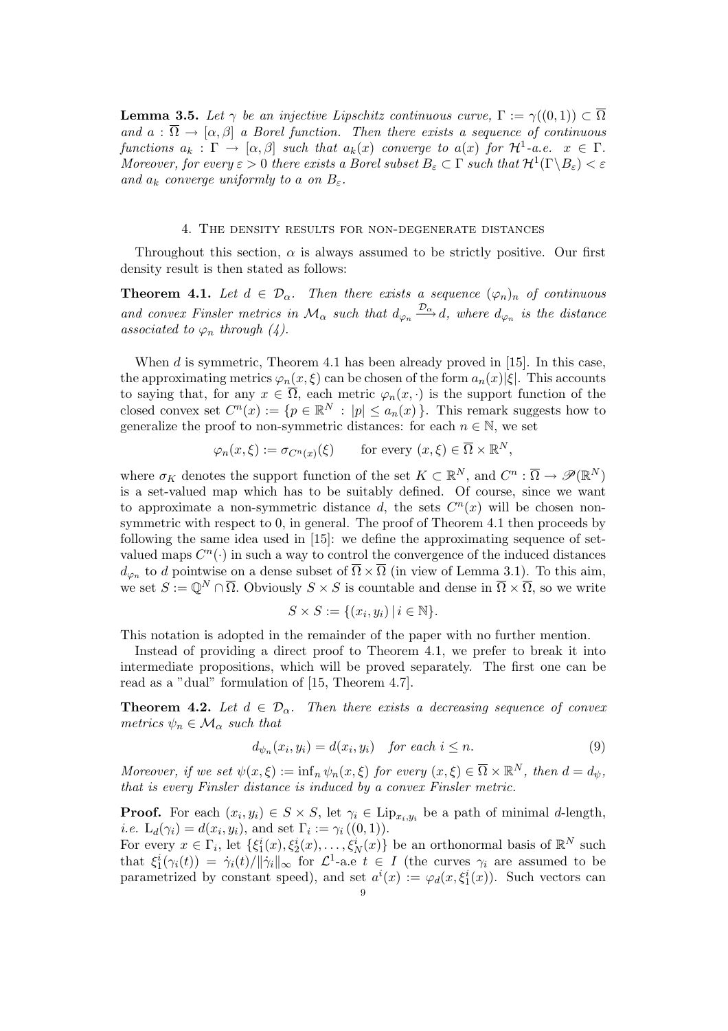**Lemma 3.5.** *Let $\gamma$ be an injective Lipschitz continuous curve, $\Gamma := \gamma((0,1)) \subset \overline{\Omega}$ and $a : \overline{\Omega} \to [\alpha, \beta]$ a Borel function. Then there exists a sequence of continuous functions $a_k : \Gamma \to [\alpha, \beta]$ such that $a_k(x)$ converge to $a(x)$ for $\mathcal{H}^1$-a.e. $x \in \Gamma$. Moreover, for every $\varepsilon > 0$ there exists a Borel subset $B_\varepsilon \subset \Gamma$ such that $\mathcal{H}^1(\Gamma \backslash B_\varepsilon) < \varepsilon$ and $a_k$ converge uniformly to $a$ on $B_\varepsilon$.*

## 4. The density results for non-degenerate distances

Throughout this section, $\alpha$ is always assumed to be strictly positive. Our first density result is then stated as follows:

**Theorem 4.1.** *Let $d \in \mathcal{D}_\alpha$. Then there exists a sequence $(\varphi_n)_n$ of continuous and convex Finsler metrics in $\mathcal{M}_\alpha$ such that $d_{\varphi_n} \xrightarrow{\mathcal{D}_\alpha} d$, where $d_{\varphi_n}$ is the distance associated to $\varphi_n$ through (4).*

When $d$ is symmetric, Theorem 4.1 has been already proved in [15]. In this case, the approximating metrics $\varphi_n(x, \xi)$ can be chosen of the form $a_n(x)|\xi|$. This accounts to saying that, for any $x \in \overline{\Omega}$, each metric $\varphi_n(x, \cdot)$ is the support function of the closed convex set $C^n(x) := \{p \in \mathbb{R}^N : |p| \le a_n(x)\}$. This remark suggests how to generalize the proof to non-symmetric distances: for each $n \in \mathbb{N}$, we set

$$\varphi_n(x, \xi) := \sigma_{C^n(x)}(\xi) \qquad \text{for every } (x, \xi) \in \overline{\Omega} \times \mathbb{R}^N,$$

where $\sigma_K$ denotes the support function of the set $K \subset \mathbb{R}^N$, and $C^n : \overline{\Omega} \to \mathscr{P}(\mathbb{R}^N)$ is a set-valued map which has to be suitably defined. Of course, since we want to approximate a non-symmetric distance $d$, the sets $C^n(x)$ will be chosen non-symmetric with respect to 0, in general. The proof of Theorem 4.1 then proceeds by following the same idea used in [15]: we define the approximating sequence of set-valued maps $C^n(\cdot)$ in such a way to control the convergence of the induced distances $d_{\varphi_n}$ to $d$ pointwise on a dense subset of $\overline{\Omega} \times \overline{\Omega}$ (in view of Lemma 3.1). To this aim, we set $S := \mathbb{Q}^N \cap \overline{\Omega}$. Obviously $S \times S$ is countable and dense in $\overline{\Omega} \times \overline{\Omega}$, so we write

$$S \times S := \{(x_i, y_i) \,|\, i \in \mathbb{N}\}.$$

This notation is adopted in the remainder of the paper with no further mention.

Instead of providing a direct proof to Theorem 4.1, we prefer to break it into intermediate propositions, which will be proved separately. The first one can be read as a "dual" formulation of [15, Theorem 4.7].

**Theorem 4.2.** *Let $d \in \mathcal{D}_\alpha$. Then there exists a decreasing sequence of convex metrics $\psi_n \in \mathcal{M}_\alpha$ such that*

$$d_{\psi_n}(x_i, y_i) = d(x_i, y_i) \quad \text{for each } i \le n. \tag{9}$$

*Moreover, if we set $\psi(x, \xi) := \inf_n \psi_n(x, \xi)$ for every $(x, \xi) \in \overline{\Omega} \times \mathbb{R}^N$, then $d = d_\psi$, that is every Finsler distance is induced by a convex Finsler metric.*

**Proof.** For each $(x_i, y_i) \in S \times S$, let $\gamma_i \in \mathrm{Lip}_{x_i, y_i}$ be a path of minimal $d$-length, *i.e.* $\mathrm{L}_d(\gamma_i) = d(x_i, y_i)$, and set $\Gamma_i := \gamma_i\left((0,1)\right)$.
For every $x \in \Gamma_i$, let $\{\xi_1^i(x), \xi_2^i(x), \ldots, \xi_N^i(x)\}$ be an orthonormal basis of $\mathbb{R}^N$ such that $\xi_1^i(\gamma_i(t)) = \dot{\gamma}_i(t)/\|\dot{\gamma}_i\|_\infty$ for $\mathcal{L}^1$-a.e $t \in I$ (the curves $\gamma_i$ are assumed to be parametrized by constant speed), and set $a^i(x) := \varphi_d(x, \xi_1^i(x))$. Such vectors can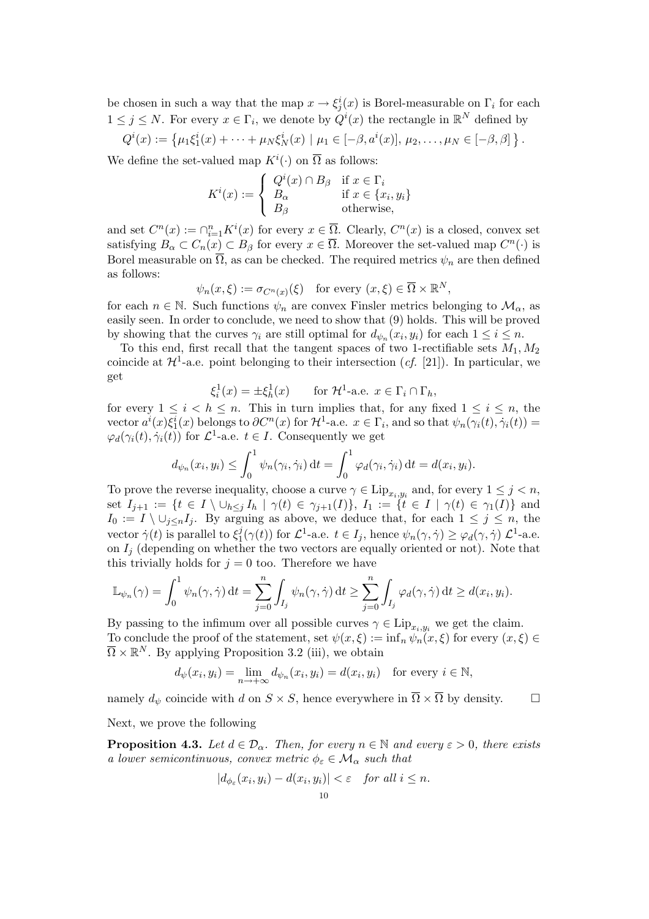be chosen in such a way that the map $x \to \xi^i_j(x)$ is Borel-measurable on $\Gamma_i$ for each $1 \le j \le N$. For every $x \in \Gamma_i$, we denote by $Q^i(x)$ the rectangle in $\mathbb{R}^N$ defined by

$$Q^i(x) := \left\{ \mu_1 \xi^i_1(x) + \cdots + \mu_N \xi^i_N(x) \mid \mu_1 \in [-\beta, a^i(x)],\, \mu_2, \ldots, \mu_N \in [-\beta, \beta] \right\}.$$

We define the set-valued map $K^i(\cdot)$ on $\overline{\Omega}$ as follows:

$$K^i(x) := \begin{cases} Q^i(x) \cap B_\beta & \text{if } x \in \Gamma_i \\ B_\alpha & \text{if } x \in \{x_i, y_i\} \\ B_\beta & \text{otherwise,} \end{cases}$$

and set $C^n(x) := \cap_{i=1}^n K^i(x)$ for every $x \in \overline{\Omega}$. Clearly, $C^n(x)$ is a closed, convex set satisfying $B_\alpha \subset C_n(x) \subset B_\beta$ for every $x \in \overline{\Omega}$. Moreover the set-valued map $C^n(\cdot)$ is Borel measurable on $\overline{\Omega}$, as can be checked. The required metrics $\psi_n$ are then defined as follows:

$$\psi_n(x, \xi) := \sigma_{C^n(x)}(\xi) \quad \text{for every } (x, \xi) \in \overline{\Omega} \times \mathbb{R}^N,$$

for each $n \in \mathbb{N}$. Such functions $\psi_n$ are convex Finsler metrics belonging to $\mathcal{M}_\alpha$, as easily seen. In order to conclude, we need to show that (9) holds. This will be proved by showing that the curves $\gamma_i$ are still optimal for $d_{\psi_n}(x_i, y_i)$ for each $1 \le i \le n$.

To this end, first recall that the tangent spaces of two 1-rectifiable sets $M_1, M_2$ coincide at $\mathcal{H}^1$-a.e. point belonging to their intersection (*cf.* [21]). In particular, we get

$$\xi^1_i(x) = \pm \xi^1_h(x) \qquad \text{for } \mathcal{H}^1\text{-a.e. } x \in \Gamma_i \cap \Gamma_h,$$

for every $1 \le i < h \le n$. This in turn implies that, for any fixed $1 \le i \le n$, the vector $a^i(x)\xi^i_1(x)$ belongs to $\partial C^n(x)$ for $\mathcal{H}^1$-a.e. $x \in \Gamma_i$, and so that $\psi_n(\gamma_i(t), \dot\gamma_i(t)) = \varphi_d(\gamma_i(t), \dot\gamma_i(t))$ for $\mathcal{L}^1$-a.e. $t \in I$. Consequently we get

$$d_{\psi_n}(x_i, y_i) \le \int_0^1 \psi_n(\gamma_i, \dot\gamma_i)\, \mathrm{d}t = \int_0^1 \varphi_d(\gamma_i, \dot\gamma_i)\, \mathrm{d}t = d(x_i, y_i).$$

To prove the reverse inequality, choose a curve $\gamma \in \mathrm{Lip}_{x_i, y_i}$ and, for every $1 \le j < n$, set $I_{j+1} := \{t \in I \setminus \cup_{h \le j} I_h \mid \gamma(t) \in \gamma_{j+1}(I)\}$, $I_1 := \{t \in I \mid \gamma(t) \in \gamma_1(I)\}$ and $I_0 := I \setminus \cup_{j \le n} I_j$. By arguing as above, we deduce that, for each $1 \le j \le n$, the vector $\dot\gamma(t)$ is parallel to $\xi^j_1(\gamma(t))$ for $\mathcal{L}^1$-a.e. $t \in I_j$, hence $\psi_n(\gamma, \dot\gamma) \ge \varphi_d(\gamma, \dot\gamma)$ $\mathcal{L}^1$-a.e. on $I_j$ (depending on whether the two vectors are equally oriented or not). Note that this trivially holds for $j = 0$ too. Therefore we have

$$\mathbb{L}_{\psi_n}(\gamma) = \int_0^1 \psi_n(\gamma, \dot\gamma)\, \mathrm{d}t = \sum_{j=0}^n \int_{I_j} \psi_n(\gamma, \dot\gamma)\, \mathrm{d}t \ge \sum_{j=0}^n \int_{I_j} \varphi_d(\gamma, \dot\gamma)\, \mathrm{d}t \ge d(x_i, y_i).$$

By passing to the infimum over all possible curves $\gamma \in \mathrm{Lip}_{x_i, y_i}$ we get the claim.

To conclude the proof of the statement, set $\psi(x, \xi) := \inf_n \psi_n(x, \xi)$ for every $(x, \xi) \in \overline{\Omega} \times \mathbb{R}^N$. By applying Proposition 3.2 (iii), we obtain

$$d_\psi(x_i, y_i) = \lim_{n \to +\infty} d_{\psi_n}(x_i, y_i) = d(x_i, y_i) \quad \text{for every } i \in \mathbb{N},$$

namely $d_\psi$ coincide with $d$ on $S \times S$, hence everywhere in $\overline{\Omega} \times \overline{\Omega}$ by density. $\square$

Next, we prove the following

**Proposition 4.3.** *Let $d \in \mathcal{D}_\alpha$. Then, for every $n \in \mathbb{N}$ and every $\varepsilon > 0$, there exists a lower semicontinuous, convex metric $\phi_\varepsilon \in \mathcal{M}_\alpha$ such that*

$$|d_{\phi_\varepsilon}(x_i, y_i) - d(x_i, y_i)| < \varepsilon \quad \textit{for all } i \le n.$$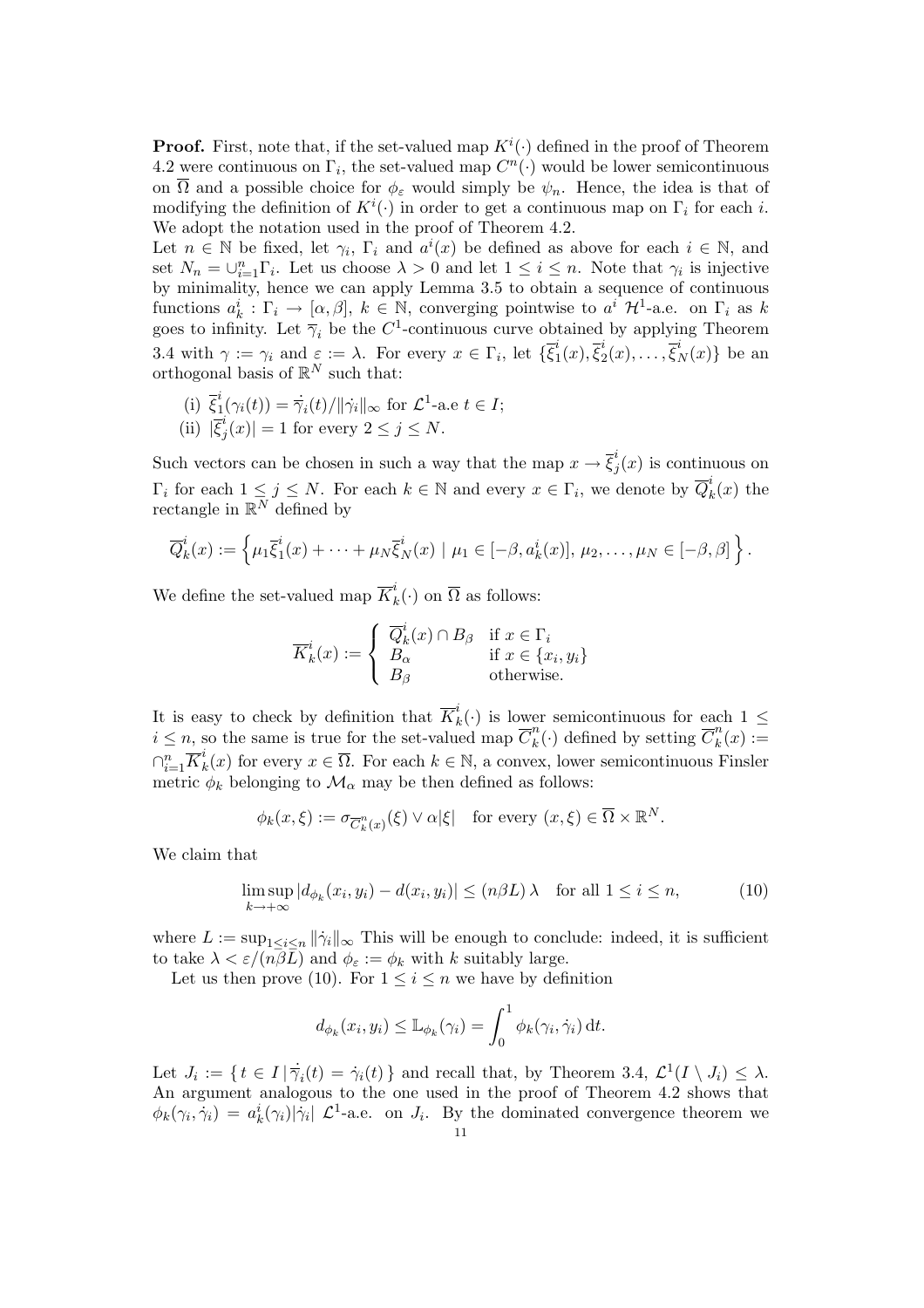**Proof.** First, note that, if the set-valued map $K^i(\cdot)$ defined in the proof of Theorem 4.2 were continuous on $\Gamma_i$, the set-valued map $C^n(\cdot)$ would be lower semicontinuous on $\overline{\Omega}$ and a possible choice for $\phi_\varepsilon$ would simply be $\psi_n$. Hence, the idea is that of modifying the definition of $K^i(\cdot)$ in order to get a continuous map on $\Gamma_i$ for each $i$. We adopt the notation used in the proof of Theorem 4.2.

Let $n \in \mathbb{N}$ be fixed, let $\gamma_i$, $\Gamma_i$ and $a^i(x)$ be defined as above for each $i \in \mathbb{N}$, and set $N_n = \cup_{i=1}^n \Gamma_i$. Let us choose $\lambda > 0$ and let $1 \le i \le n$. Note that $\gamma_i$ is injective by minimality, hence we can apply Lemma 3.5 to obtain a sequence of continuous functions $a^i_k : \Gamma_i \to [\alpha, \beta]$, $k \in \mathbb{N}$, converging pointwise to $a^i$ $\mathcal{H}^1$-a.e. on $\Gamma_i$ as $k$ goes to infinity. Let $\overline{\gamma}_i$ be the $C^1$-continuous curve obtained by applying Theorem 3.4 with $\gamma := \gamma_i$ and $\varepsilon := \lambda$. For every $x \in \Gamma_i$, let $\{\overline{\xi}^i_1(x), \overline{\xi}^i_2(x), \ldots, \overline{\xi}^i_N(x)\}$ be an orthogonal basis of $\mathbb{R}^N$ such that:

(i) $\overline{\xi}^i_1(\gamma_i(t)) = \dot{\overline{\gamma}}_i(t)/\|\dot{\gamma}_i\|_\infty$ for $\mathcal{L}^1$-a.e $t \in I$;
(ii) $|\overline{\xi}^i_j(x)| = 1$ for every $2 \le j \le N$.

Such vectors can be chosen in such a way that the map $x \to \overline{\xi}^i_j(x)$ is continuous on $\Gamma_i$ for each $1 \le j \le N$. For each $k \in \mathbb{N}$ and every $x \in \Gamma_i$, we denote by $\overline{Q}^i_k(x)$ the rectangle in $\mathbb{R}^N$ defined by

$$\overline{Q}^i_k(x) := \left\{ \mu_1 \overline{\xi}^i_1(x) + \cdots + \mu_N \overline{\xi}^i_N(x) \mid \mu_1 \in [-\beta, a^i_k(x)],\, \mu_2, \ldots, \mu_N \in [-\beta, \beta] \right\}.$$

We define the set-valued map $\overline{K}^i_k(\cdot)$ on $\overline{\Omega}$ as follows:

$$\overline{K}^i_k(x) := \begin{cases} \overline{Q}^i_k(x) \cap B_\beta & \text{if } x \in \Gamma_i \\ B_\alpha & \text{if } x \in \{x_i, y_i\} \\ B_\beta & \text{otherwise.} \end{cases}$$

It is easy to check by definition that $\overline{K}^i_k(\cdot)$ is lower semicontinuous for each $1 \le i \le n$, so the same is true for the set-valued map $\overline{C}^n_k(\cdot)$ defined by setting $\overline{C}^n_k(x) := \cap_{i=1}^n \overline{K}^i_k(x)$ for every $x \in \overline{\Omega}$. For each $k \in \mathbb{N}$, a convex, lower semicontinuous Finsler metric $\phi_k$ belonging to $\mathcal{M}_\alpha$ may be then defined as follows:

$$\phi_k(x, \xi) := \sigma_{\overline{C}^n_k(x)}(\xi) \vee \alpha|\xi| \quad \text{for every } (x, \xi) \in \overline{\Omega} \times \mathbb{R}^N.$$

We claim that

$$\limsup_{k \to +\infty} |d_{\phi_k}(x_i, y_i) - d(x_i, y_i)| \le (n\beta L)\,\lambda \quad \text{for all } 1 \le i \le n, \tag{10}$$

where $L := \sup_{1 \le i \le n} \|\dot{\gamma}_i\|_\infty$ This will be enough to conclude: indeed, it is sufficient to take $\lambda < \varepsilon/(n\beta L)$ and $\phi_\varepsilon := \phi_k$ with $k$ suitably large.

Let us then prove (10). For $1 \le i \le n$ we have by definition

$$d_{\phi_k}(x_i, y_i) \le \mathbb{L}_{\phi_k}(\gamma_i) = \int_0^1 \phi_k(\gamma_i, \dot{\gamma}_i)\, \mathrm{d}t.$$

Let $J_i := \{\, t \in I \,|\, \dot{\overline{\gamma}}_i(t) = \dot{\gamma}_i(t) \,\}$ and recall that, by Theorem 3.4, $\mathcal{L}^1(I \setminus J_i) \le \lambda$. An argument analogous to the one used in the proof of Theorem 4.2 shows that $\phi_k(\gamma_i, \dot{\gamma}_i) = a^i_k(\gamma_i)|\dot{\gamma}_i|$ $\mathcal{L}^1$-a.e. on $J_i$. By the dominated convergence theorem we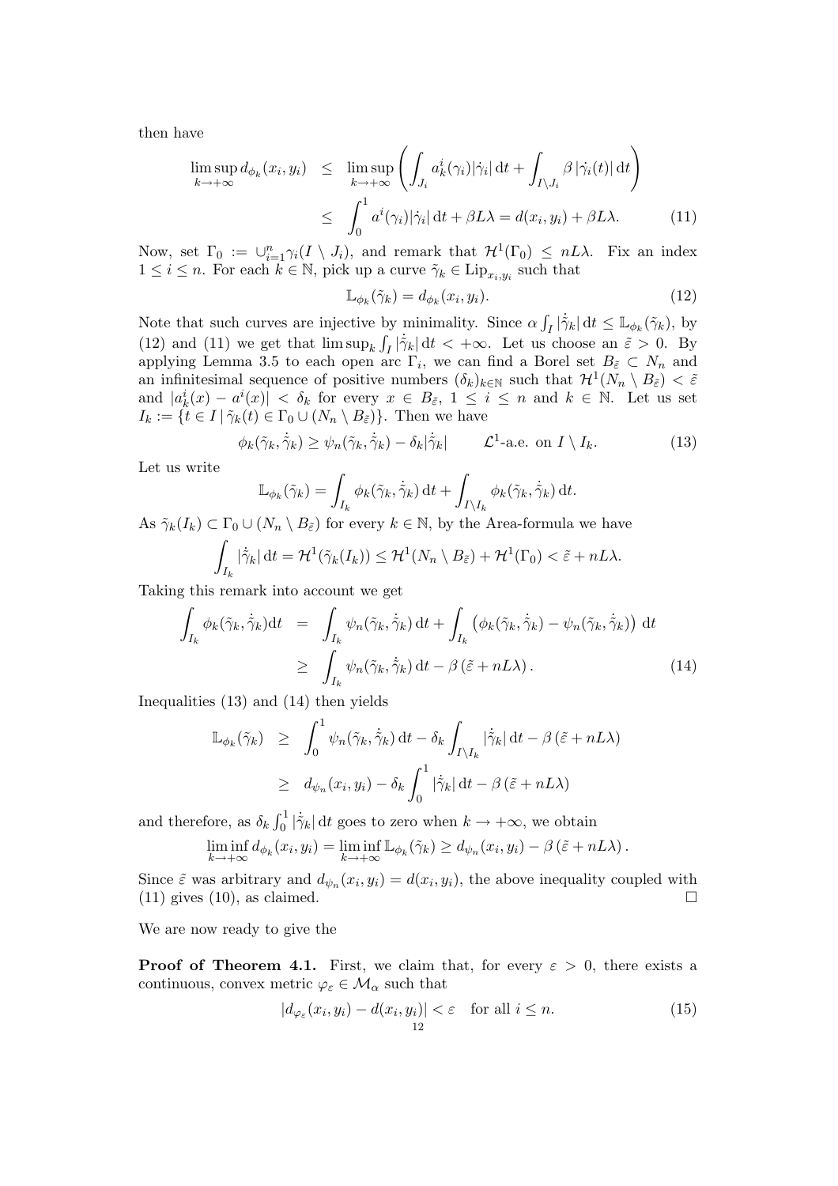then have

$$
\begin{aligned}
\limsup_{k\to+\infty} d_{\phi_k}(x_i,y_i) &\le \limsup_{k\to+\infty}\left(\int_{J_i} a^i_k(\gamma_i)|\dot\gamma_i|\,\mathrm{d}t + \int_{I\setminus J_i}\beta\,|\dot\gamma_i(t)|\,\mathrm{d}t\right)\\
&\le \int_0^1 a^i(\gamma_i)|\dot\gamma_i|\,\mathrm{d}t + \beta L\lambda = d(x_i,y_i)+\beta L\lambda. \qquad (11)
\end{aligned}
$$

Now, set $\Gamma_0 := \cup_{i=1}^n \gamma_i(I\setminus J_i)$, and remark that $\mathcal{H}^1(\Gamma_0)\le nL\lambda$. Fix an index $1\le i\le n$. For each $k\in\mathbb{N}$, pick up a curve $\tilde\gamma_k\in \mathrm{Lip}_{x_i,y_i}$ such that

$$
\mathbb{L}_{\phi_k}(\tilde\gamma_k) = d_{\phi_k}(x_i,y_i). \qquad (12)
$$

Note that such curves are injective by minimality. Since $\alpha\int_I|\dot{\tilde\gamma}_k|\,\mathrm{d}t\le \mathbb{L}_{\phi_k}(\tilde\gamma_k)$, by (12) and (11) we get that $\limsup_k\int_I|\dot{\tilde\gamma}_k|\,\mathrm{d}t<+\infty$. Let us choose an $\tilde\varepsilon>0$. By applying Lemma 3.5 to each open arc $\Gamma_i$, we can find a Borel set $B_{\tilde\varepsilon}\subset N_n$ and an infinitesimal sequence of positive numbers $(\delta_k)_{k\in\mathbb{N}}$ such that $\mathcal{H}^1(N_n\setminus B_{\tilde\varepsilon})<\tilde\varepsilon$ and $|a^i_k(x)-a^i(x)|<\delta_k$ for every $x\in B_{\tilde\varepsilon}$, $1\le i\le n$ and $k\in\mathbb{N}$. Let us set $I_k:=\{t\in I\,|\,\tilde\gamma_k(t)\in\Gamma_0\cup(N_n\setminus B_{\tilde\varepsilon})\}$. Then we have

$$
\phi_k(\tilde\gamma_k,\dot{\tilde\gamma}_k)\ge\psi_n(\tilde\gamma_k,\dot{\tilde\gamma}_k)-\delta_k|\dot{\tilde\gamma}_k| \qquad \mathcal{L}^1\text{-a.e. on } I\setminus I_k. \qquad (13)
$$

Let us write

$$
\mathbb{L}_{\phi_k}(\tilde\gamma_k)=\int_{I_k}\phi_k(\tilde\gamma_k,\dot{\tilde\gamma}_k)\,\mathrm{d}t+\int_{I\setminus I_k}\phi_k(\tilde\gamma_k,\dot{\tilde\gamma}_k)\,\mathrm{d}t.
$$

As $\tilde\gamma_k(I_k)\subset\Gamma_0\cup(N_n\setminus B_{\tilde\varepsilon})$ for every $k\in\mathbb{N}$, by the Area-formula we have

$$
\int_{I_k}|\dot{\tilde\gamma}_k|\,\mathrm{d}t=\mathcal{H}^1(\tilde\gamma_k(I_k))\le\mathcal{H}^1(N_n\setminus B_{\tilde\varepsilon})+\mathcal{H}^1(\Gamma_0)<\tilde\varepsilon+nL\lambda.
$$

Taking this remark into account we get

$$
\begin{aligned}
\int_{I_k}\phi_k(\tilde\gamma_k,\dot{\tilde\gamma}_k)\mathrm{d}t &= \int_{I_k}\psi_n(\tilde\gamma_k,\dot{\tilde\gamma}_k)\,\mathrm{d}t+\int_{I_k}\left(\phi_k(\tilde\gamma_k,\dot{\tilde\gamma}_k)-\psi_n(\tilde\gamma_k,\dot{\tilde\gamma}_k)\right)\,\mathrm{d}t\\
&\ge \int_{I_k}\psi_n(\tilde\gamma_k,\dot{\tilde\gamma}_k)\,\mathrm{d}t-\beta\left(\tilde\varepsilon+nL\lambda\right). \qquad (14)
\end{aligned}
$$

Inequalities (13) and (14) then yields

$$
\begin{aligned}
\mathbb{L}_{\phi_k}(\tilde\gamma_k) &\ge \int_0^1\psi_n(\tilde\gamma_k,\dot{\tilde\gamma}_k)\,\mathrm{d}t-\delta_k\int_{I\setminus I_k}|\dot{\tilde\gamma}_k|\,\mathrm{d}t-\beta\left(\tilde\varepsilon+nL\lambda\right)\\
&\ge d_{\psi_n}(x_i,y_i)-\delta_k\int_0^1|\dot{\tilde\gamma}_k|\,\mathrm{d}t-\beta\left(\tilde\varepsilon+nL\lambda\right)
\end{aligned}
$$

and therefore, as $\delta_k\int_0^1|\dot{\tilde\gamma}_k|\,\mathrm{d}t$ goes to zero when $k\to+\infty$, we obtain

$$
\liminf_{k\to+\infty}d_{\phi_k}(x_i,y_i)=\liminf_{k\to+\infty}\mathbb{L}_{\phi_k}(\tilde\gamma_k)\ge d_{\psi_n}(x_i,y_i)-\beta\left(\tilde\varepsilon+nL\lambda\right).
$$

Since $\tilde\varepsilon$ was arbitrary and $d_{\psi_n}(x_i,y_i)=d(x_i,y_i)$, the above inequality coupled with (11) gives (10), as claimed. $\square$

We are now ready to give the

**Proof of Theorem 4.1.** First, we claim that, for every $\varepsilon>0$, there exists a continuous, convex metric $\varphi_\varepsilon\in\mathcal{M}_\alpha$ such that

$$
|d_{\varphi_\varepsilon}(x_i,y_i)-d(x_i,y_i)|<\varepsilon \quad \text{for all } i\le n. \qquad (15)
$$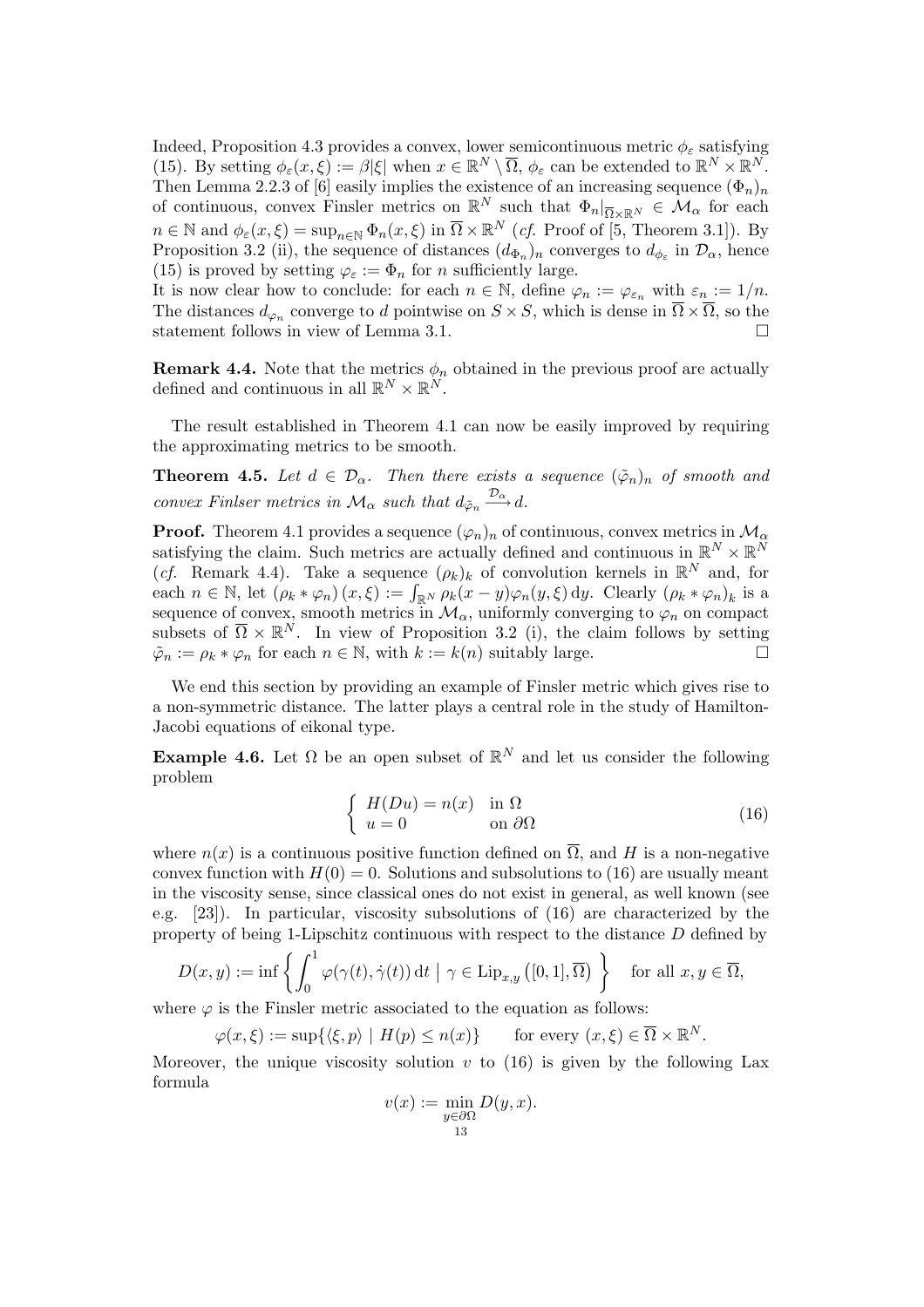Indeed, Proposition 4.3 provides a convex, lower semicontinuous metric $\phi_\varepsilon$ satisfying (15). By setting $\phi_\varepsilon(x,\xi) := \beta|\xi|$ when $x \in \mathbb{R}^N \setminus \overline{\Omega}$, $\phi_\varepsilon$ can be extended to $\mathbb{R}^N \times \mathbb{R}^N$. Then Lemma 2.2.3 of [6] easily implies the existence of an increasing sequence $(\Phi_n)_n$ of continuous, convex Finsler metrics on $\mathbb{R}^N$ such that $\Phi_n|_{\overline{\Omega}\times\mathbb{R}^N} \in \mathcal{M}_\alpha$ for each $n \in \mathbb{N}$ and $\phi_\varepsilon(x,\xi) = \sup_{n\in\mathbb{N}} \Phi_n(x,\xi)$ in $\overline{\Omega} \times \mathbb{R}^N$ (*cf.* Proof of [5, Theorem 3.1]). By Proposition 3.2 (ii), the sequence of distances $(d_{\Phi_n})_n$ converges to $d_{\phi_\varepsilon}$ in $\mathcal{D}_\alpha$, hence (15) is proved by setting $\varphi_\varepsilon := \Phi_n$ for $n$ sufficiently large.

It is now clear how to conclude: for each $n \in \mathbb{N}$, define $\varphi_n := \varphi_{\varepsilon_n}$ with $\varepsilon_n := 1/n$. The distances $d_{\varphi_n}$ converge to $d$ pointwise on $S \times S$, which is dense in $\overline{\Omega} \times \overline{\Omega}$, so the statement follows in view of Lemma 3.1. $\square$

**Remark 4.4.** Note that the metrics $\phi_n$ obtained in the previous proof are actually defined and continuous in all $\mathbb{R}^N \times \mathbb{R}^N$.

The result established in Theorem 4.1 can now be easily improved by requiring the approximating metrics to be smooth.

**Theorem 4.5.** *Let $d \in \mathcal{D}_\alpha$. Then there exists a sequence $(\tilde{\varphi}_n)_n$ of smooth and convex Finlser metrics in $\mathcal{M}_\alpha$ such that $d_{\tilde{\varphi}_n} \xrightarrow{\mathcal{D}_\alpha} d$.*

**Proof.** Theorem 4.1 provides a sequence $(\varphi_n)_n$ of continuous, convex metrics in $\mathcal{M}_\alpha$ satisfying the claim. Such metrics are actually defined and continuous in $\mathbb{R}^N \times \mathbb{R}^N$ (*cf.* Remark 4.4). Take a sequence $(\rho_k)_k$ of convolution kernels in $\mathbb{R}^N$ and, for each $n \in \mathbb{N}$, let $(\rho_k * \varphi_n)(x,\xi) := \int_{\mathbb{R}^N} \rho_k(x-y)\varphi_n(y,\xi)\,dy$. Clearly $(\rho_k * \varphi_n)_k$ is a sequence of convex, smooth metrics in $\mathcal{M}_\alpha$, uniformly converging to $\varphi_n$ on compact subsets of $\overline{\Omega} \times \mathbb{R}^N$. In view of Proposition 3.2 (i), the claim follows by setting $\tilde{\varphi}_n := \rho_k * \varphi_n$ for each $n \in \mathbb{N}$, with $k := k(n)$ suitably large. $\square$

We end this section by providing an example of Finsler metric which gives rise to a non-symmetric distance. The latter plays a central role in the study of Hamilton-Jacobi equations of eikonal type.

**Example 4.6.** Let $\Omega$ be an open subset of $\mathbb{R}^N$ and let us consider the following problem

$$\begin{cases} H(Du) = n(x) & \text{in } \Omega \\ u = 0 & \text{on } \partial\Omega \end{cases} \tag{16}$$

where $n(x)$ is a continuous positive function defined on $\overline{\Omega}$, and $H$ is a non-negative convex function with $H(0) = 0$. Solutions and subsolutions to (16) are usually meant in the viscosity sense, since classical ones do not exist in general, as well known (see e.g. [23]). In particular, viscosity subsolutions of (16) are characterized by the property of being 1-Lipschitz continuous with respect to the distance $D$ defined by

$$D(x,y) := \inf\left\{ \int_0^1 \varphi(\gamma(t),\dot{\gamma}(t))\,dt \;\middle|\; \gamma \in \mathrm{Lip}_{x,y}\left([0,1],\overline{\Omega}\right) \right\} \quad \text{for all } x,y \in \overline{\Omega},$$

where $\varphi$ is the Finsler metric associated to the equation as follows:

$$\varphi(x,\xi) := \sup\{\langle \xi, p\rangle \mid H(p) \le n(x)\} \qquad \text{for every } (x,\xi) \in \overline{\Omega} \times \mathbb{R}^N.$$

Moreover, the unique viscosity solution $v$ to (16) is given by the following Lax formula

$$v(x) := \min_{y\in\partial\Omega} D(y,x).$$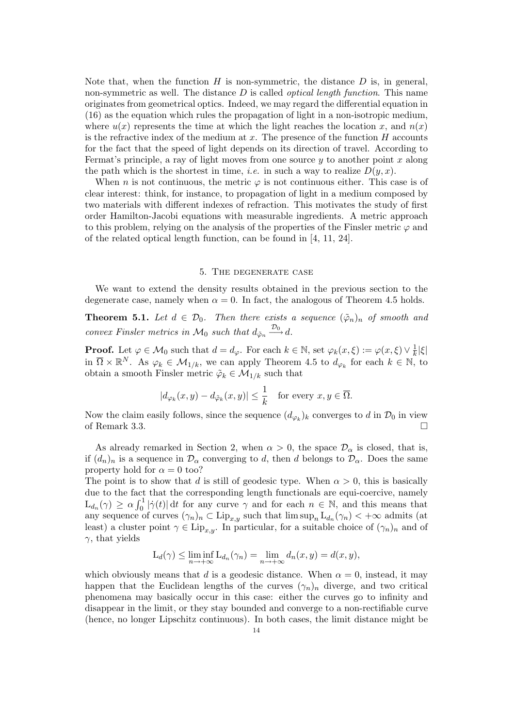Note that, when the function $H$ is non-symmetric, the distance $D$ is, in general, non-symmetric as well. The distance $D$ is called *optical length function*. This name originates from geometrical optics. Indeed, we may regard the differential equation in (16) as the equation which rules the propagation of light in a non-isotropic medium, where $u(x)$ represents the time at which the light reaches the location $x$, and $n(x)$ is the refractive index of the medium at $x$. The presence of the function $H$ accounts for the fact that the speed of light depends on its direction of travel. According to Fermat's principle, a ray of light moves from one source $y$ to another point $x$ along the path which is the shortest in time, *i.e.* in such a way to realize $D(y, x)$.

When $n$ is not continuous, the metric $\varphi$ is not continuous either. This case is of clear interest: think, for instance, to propagation of light in a medium composed by two materials with different indexes of refraction. This motivates the study of first order Hamilton-Jacobi equations with measurable ingredients. A metric approach to this problem, relying on the analysis of the properties of the Finsler metric $\varphi$ and of the related optical length function, can be found in [4, 11, 24].

## 5. The degenerate case

We want to extend the density results obtained in the previous section to the degenerate case, namely when $\alpha = 0$. In fact, the analogous of Theorem 4.5 holds.

**Theorem 5.1.** *Let $d \in \mathcal{D}_0$. Then there exists a sequence $(\tilde{\varphi}_n)_n$ of smooth and convex Finsler metrics in $\mathcal{M}_0$ such that $d_{\tilde{\varphi}_n} \xrightarrow{\mathcal{D}_0} d$.*

**Proof.** Let $\varphi \in \mathcal{M}_0$ such that $d = d_\varphi$. For each $k \in \mathbb{N}$, set $\varphi_k(x, \xi) := \varphi(x, \xi) \vee \frac{1}{k}|\xi|$ in $\overline{\Omega} \times \mathbb{R}^N$. As $\varphi_k \in \mathcal{M}_{1/k}$, we can apply Theorem 4.5 to $d_{\varphi_k}$ for each $k \in \mathbb{N}$, to obtain a smooth Finsler metric $\tilde{\varphi}_k \in \mathcal{M}_{1/k}$ such that

$$|d_{\varphi_k}(x, y) - d_{\tilde{\varphi}_k}(x, y)| \leq \frac{1}{k} \quad \text{for every } x, y \in \overline{\Omega}.$$

Now the claim easily follows, since the sequence $(d_{\varphi_k})_k$ converges to $d$ in $\mathcal{D}_0$ in view of Remark 3.3. $\square$

As already remarked in Section 2, when $\alpha > 0$, the space $\mathcal{D}_\alpha$ is closed, that is, if $(d_n)_n$ is a sequence in $\mathcal{D}_\alpha$ converging to $d$, then $d$ belongs to $\mathcal{D}_\alpha$. Does the same property hold for $\alpha = 0$ too?
The point is to show that $d$ is still of geodesic type. When $\alpha > 0$, this is basically due to the fact that the corresponding length functionals are equi-coercive, namely $\mathrm{L}_{d_n}(\gamma) \geq \alpha \int_0^1 |\dot{\gamma}(t)| \, \mathrm{d}t$ for any curve $\gamma$ and for each $n \in \mathbb{N}$, and this means that any sequence of curves $(\gamma_n)_n \subset \mathrm{Lip}_{x,y}$ such that $\limsup_n \mathrm{L}_{d_n}(\gamma_n) < +\infty$ admits (at least) a cluster point $\gamma \in \mathrm{Lip}_{x,y}$. In particular, for a suitable choice of $(\gamma_n)_n$ and of $\gamma$, that yields

$$\mathrm{L}_d(\gamma) \leq \liminf_{n \to +\infty} \mathrm{L}_{d_n}(\gamma_n) = \lim_{n \to +\infty} d_n(x, y) = d(x, y),$$

which obviously means that $d$ is a geodesic distance. When $\alpha = 0$, instead, it may happen that the Euclidean lengths of the curves $(\gamma_n)_n$ diverge, and two critical phenomena may basically occur in this case: either the curves go to infinity and disappear in the limit, or they stay bounded and converge to a non-rectifiable curve (hence, no longer Lipschitz continuous). In both cases, the limit distance might be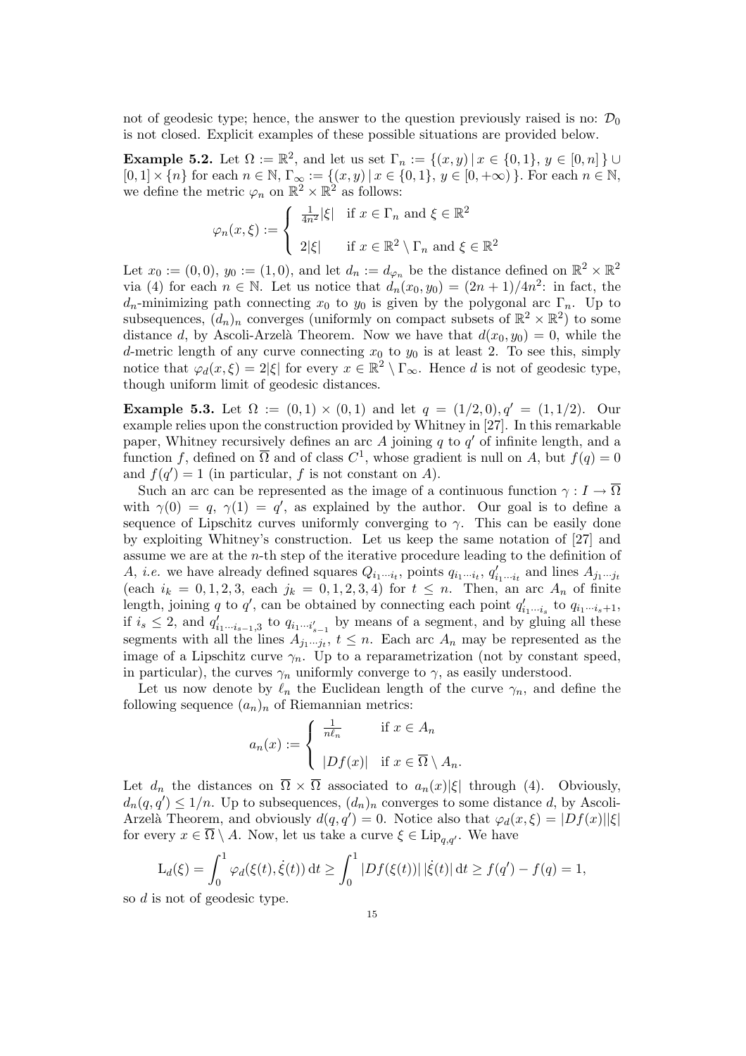not of geodesic type; hence, the answer to the question previously raised is no: $\mathcal{D}_0$ is not closed. Explicit examples of these possible situations are provided below.

**Example 5.2.** Let $\Omega := \mathbb{R}^2$, and let us set $\Gamma_n := \{(x,y) \,|\, x \in \{0,1\},\ y \in [0,n]\} \cup [0,1] \times \{n\}$ for each $n \in \mathbb{N}$, $\Gamma_\infty := \{(x,y) \,|\, x \in \{0,1\},\ y \in [0,+\infty)\}$. For each $n \in \mathbb{N}$, we define the metric $\varphi_n$ on $\mathbb{R}^2 \times \mathbb{R}^2$ as follows:

$$\varphi_n(x,\xi) := \begin{cases} \frac{1}{4n^2}|\xi| & \text{if } x \in \Gamma_n \text{ and } \xi \in \mathbb{R}^2 \\ \\ 2|\xi| & \text{if } x \in \mathbb{R}^2 \setminus \Gamma_n \text{ and } \xi \in \mathbb{R}^2 \end{cases}$$

Let $x_0 := (0,0)$, $y_0 := (1,0)$, and let $d_n := d_{\varphi_n}$ be the distance defined on $\mathbb{R}^2 \times \mathbb{R}^2$ via (4) for each $n \in \mathbb{N}$. Let us notice that $d_n(x_0,y_0) = (2n+1)/4n^2$: in fact, the $d_n$-minimizing path connecting $x_0$ to $y_0$ is given by the polygonal arc $\Gamma_n$. Up to subsequences, $(d_n)_n$ converges (uniformly on compact subsets of $\mathbb{R}^2 \times \mathbb{R}^2$) to some distance $d$, by Ascoli-Arzelà Theorem. Now we have that $d(x_0,y_0) = 0$, while the $d$-metric length of any curve connecting $x_0$ to $y_0$ is at least 2. To see this, simply notice that $\varphi_d(x,\xi) = 2|\xi|$ for every $x \in \mathbb{R}^2 \setminus \Gamma_\infty$. Hence $d$ is not of geodesic type, though uniform limit of geodesic distances.

**Example 5.3.** Let $\Omega := (0,1) \times (0,1)$ and let $q = (1/2,0), q' = (1,1/2)$. Our example relies upon the construction provided by Whitney in [27]. In this remarkable paper, Whitney recursively defines an arc $A$ joining $q$ to $q'$ of infinite length, and a function $f$, defined on $\overline{\Omega}$ and of class $C^1$, whose gradient is null on $A$, but $f(q) = 0$ and $f(q') = 1$ (in particular, $f$ is not constant on $A$).

Such an arc can be represented as the image of a continuous function $\gamma : I \to \overline{\Omega}$ with $\gamma(0) = q$, $\gamma(1) = q'$, as explained by the author. Our goal is to define a sequence of Lipschitz curves uniformly converging to $\gamma$. This can be easily done by exploiting Whitney's construction. Let us keep the same notation of [27] and assume we are at the $n$-th step of the iterative procedure leading to the definition of $A$, *i.e.* we have already defined squares $Q_{i_1\cdots i_t}$, points $q_{i_1\cdots i_t}$, $q'_{i_1\cdots i_t}$ and lines $A_{j_1\cdots j_t}$ (each $i_k = 0,1,2,3$, each $j_k = 0,1,2,3,4$) for $t \le n$. Then, an arc $A_n$ of finite length, joining $q$ to $q'$, can be obtained by connecting each point $q'_{i_1\cdots i_s}$ to $q_{i_1\cdots i_s+1}$, if $i_s \le 2$, and $q'_{i_1\cdots i_{s-1},3}$ to $q_{i_1\cdots i'_{s-1}}$ by means of a segment, and by gluing all these segments with all the lines $A_{j_1\cdots j_t}$, $t \le n$. Each arc $A_n$ may be represented as the image of a Lipschitz curve $\gamma_n$. Up to a reparametrization (not by constant speed, in particular), the curves $\gamma_n$ uniformly converge to $\gamma$, as easily understood.

Let us now denote by $\ell_n$ the Euclidean length of the curve $\gamma_n$, and define the following sequence $(a_n)_n$ of Riemannian metrics:

$$a_n(x) := \begin{cases} \frac{1}{n\ell_n} & \text{if } x \in A_n \\ \\ |Df(x)| & \text{if } x \in \overline{\Omega} \setminus A_n. \end{cases}$$

Let $d_n$ the distances on $\overline{\Omega} \times \overline{\Omega}$ associated to $a_n(x)|\xi|$ through (4). Obviously, $d_n(q,q') \le 1/n$. Up to subsequences, $(d_n)_n$ converges to some distance $d$, by Ascoli-Arzelà Theorem, and obviously $d(q,q') = 0$. Notice also that $\varphi_d(x,\xi) = |Df(x)||\xi|$ for every $x \in \overline{\Omega} \setminus A$. Now, let us take a curve $\xi \in \mathrm{Lip}_{q,q'}$. We have

$$\mathrm{L}_d(\xi) = \int_0^1 \varphi_d(\xi(t),\dot{\xi}(t))\,dt \ge \int_0^1 |Df(\xi(t))|\,|\dot{\xi}(t)|\,dt \ge f(q') - f(q) = 1,$$

so $d$ is not of geodesic type.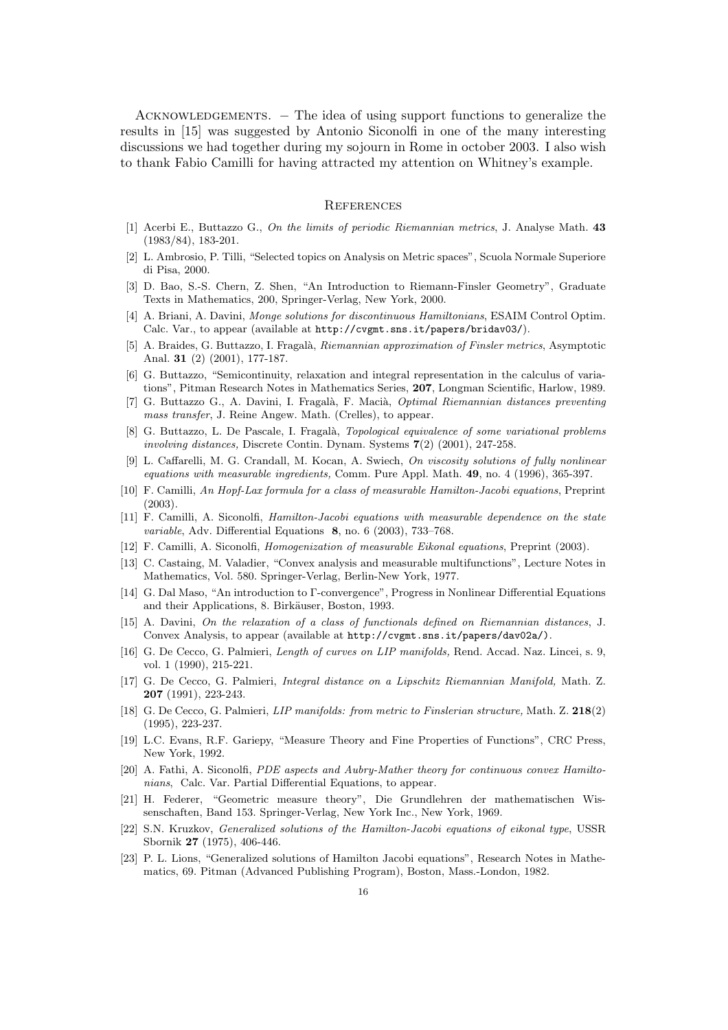Acknowledgements. – The idea of using support functions to generalize the results in [15] was suggested by Antonio Siconolfi in one of the many interesting discussions we had together during my sojourn in Rome in october 2003. I also wish to thank Fabio Camilli for having attracted my attention on Whitney's example.

## References

[1] Acerbi E., Buttazzo G., *On the limits of periodic Riemannian metrics*, J. Analyse Math. **43** (1983/84), 183-201.

[2] L. Ambrosio, P. Tilli, "Selected topics on Analysis on Metric spaces", Scuola Normale Superiore di Pisa, 2000.

[3] D. Bao, S.-S. Chern, Z. Shen, "An Introduction to Riemann-Finsler Geometry", Graduate Texts in Mathematics, 200, Springer-Verlag, New York, 2000.

[4] A. Briani, A. Davini, *Monge solutions for discontinuous Hamiltonians*, ESAIM Control Optim. Calc. Var., to appear (available at `http://cvgmt.sns.it/papers/bridav03/`).

[5] A. Braides, G. Buttazzo, I. Fragalà, *Riemannian approximation of Finsler metrics*, Asymptotic Anal. **31** (2) (2001), 177-187.

[6] G. Buttazzo, "Semicontinuity, relaxation and integral representation in the calculus of variations", Pitman Research Notes in Mathematics Series, **207**, Longman Scientific, Harlow, 1989.

[7] G. Buttazzo G., A. Davini, I. Fragalà, F. Macià, *Optimal Riemannian distances preventing mass transfer*, J. Reine Angew. Math. (Crelles), to appear.

[8] G. Buttazzo, L. De Pascale, I. Fragalà, *Topological equivalence of some variational problems involving distances,* Discrete Contin. Dynam. Systems **7**(2) (2001), 247-258.

[9] L. Caffarelli, M. G. Crandall, M. Kocan, A. Swiech, *On viscosity solutions of fully nonlinear equations with measurable ingredients,* Comm. Pure Appl. Math. **49**, no. 4 (1996), 365-397.

[10] F. Camilli, *An Hopf-Lax formula for a class of measurable Hamilton-Jacobi equations*, Preprint (2003).

[11] F. Camilli, A. Siconolfi, *Hamilton-Jacobi equations with measurable dependence on the state variable*, Adv. Differential Equations **8**, no. 6 (2003), 733–768.

[12] F. Camilli, A. Siconolfi, *Homogenization of measurable Eikonal equations*, Preprint (2003).

[13] C. Castaing, M. Valadier, "Convex analysis and measurable multifunctions", Lecture Notes in Mathematics, Vol. 580. Springer-Verlag, Berlin-New York, 1977.

[14] G. Dal Maso, "An introduction to Γ-convergence", Progress in Nonlinear Differential Equations and their Applications, 8. Birkäuser, Boston, 1993.

[15] A. Davini, *On the relaxation of a class of functionals defined on Riemannian distances*, J. Convex Analysis, to appear (available at `http://cvgmt.sns.it/papers/dav02a/`).

[16] G. De Cecco, G. Palmieri, *Length of curves on LIP manifolds,* Rend. Accad. Naz. Lincei, s. 9, vol. 1 (1990), 215-221.

[17] G. De Cecco, G. Palmieri, *Integral distance on a Lipschitz Riemannian Manifold,* Math. Z. **207** (1991), 223-243.

[18] G. De Cecco, G. Palmieri, *LIP manifolds: from metric to Finslerian structure,* Math. Z. **218**(2) (1995), 223-237.

[19] L.C. Evans, R.F. Gariepy, "Measure Theory and Fine Properties of Functions", CRC Press, New York, 1992.

[20] A. Fathi, A. Siconolfi, *PDE aspects and Aubry-Mather theory for continuous convex Hamiltonians*, Calc. Var. Partial Differential Equations, to appear.

[21] H. Federer, "Geometric measure theory", Die Grundlehren der mathematischen Wissenschaften, Band 153. Springer-Verlag, New York Inc., New York, 1969.

[22] S.N. Kruzkov, *Generalized solutions of the Hamilton-Jacobi equations of eikonal type*, USSR Sbornik **27** (1975), 406-446.

[23] P. L. Lions, "Generalized solutions of Hamilton Jacobi equations", Research Notes in Mathematics, 69. Pitman (Advanced Publishing Program), Boston, Mass.-London, 1982.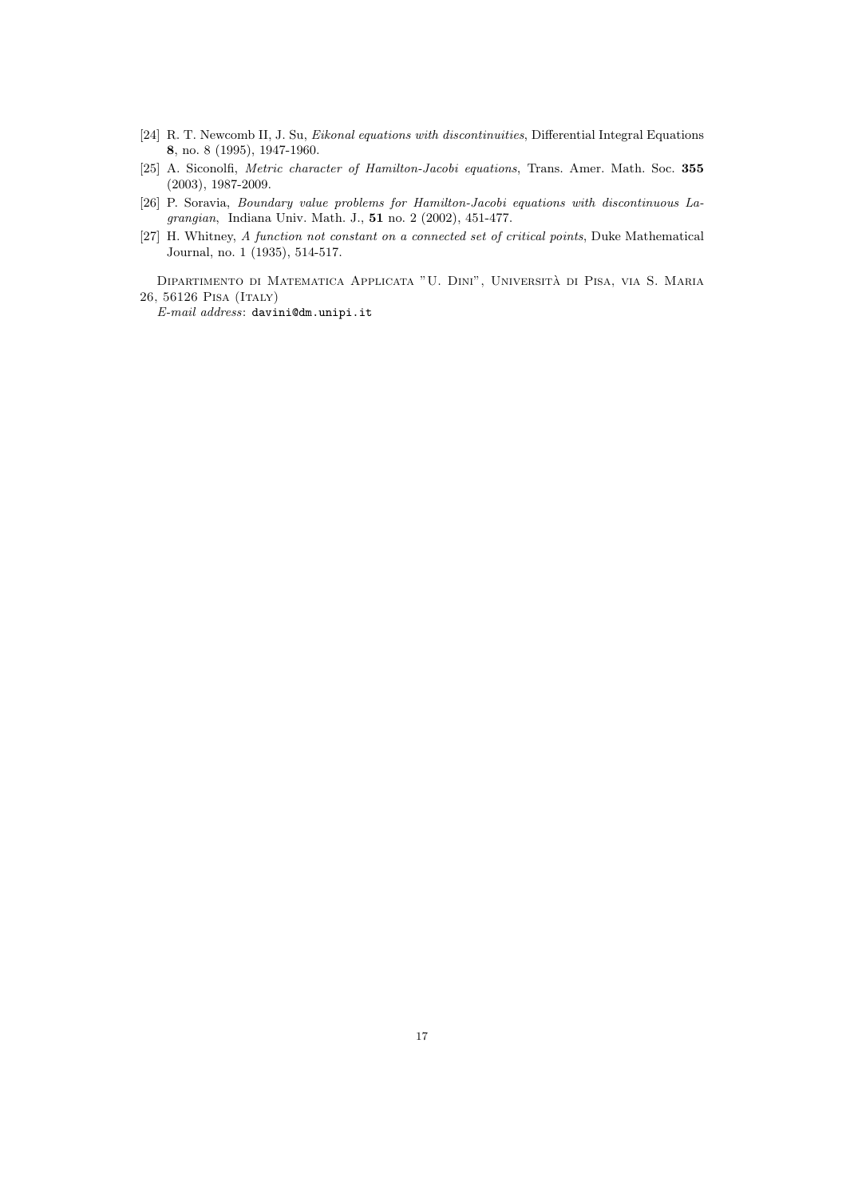[24] R. T. Newcomb II, J. Su, *Eikonal equations with discontinuities*, Differential Integral Equations **8**, no. 8 (1995), 1947-1960.

[25] A. Siconolfi, *Metric character of Hamilton-Jacobi equations*, Trans. Amer. Math. Soc. **355** (2003), 1987-2009.

[26] P. Soravia, *Boundary value problems for Hamilton-Jacobi equations with discontinuous Lagrangian*, Indiana Univ. Math. J., **51** no. 2 (2002), 451-477.

[27] H. Whitney, *A function not constant on a connected set of critical points*, Duke Mathematical Journal, no. 1 (1935), 514-517.

Dipartimento di Matematica Applicata "U. Dini", Università di Pisa, via S. Maria 26, 56126 Pisa (Italy)

*E-mail address*: davini@dm.unipi.it